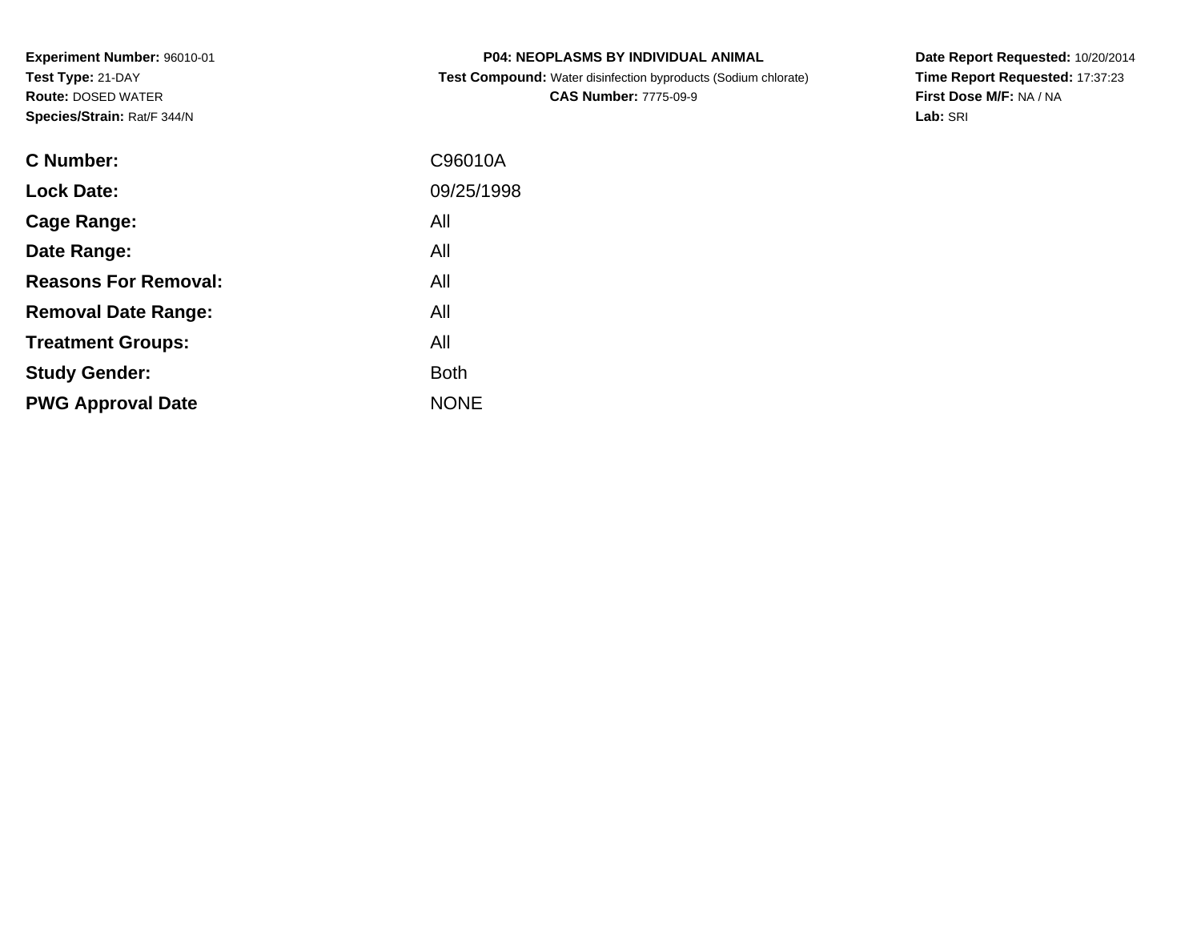**Experiment Number:** 96010-01
**Test Type:** 21-DAY
**Route:** DOSED WATER
**Species/Strain:** Rat/F 344/N

**P04: NEOPLASMS BY INDIVIDUAL ANIMAL**
**Test Compound:** Water disinfection byproducts (Sodium chlorate)
**CAS Number:** 7775-09-9

**Date Report Requested:** 10/20/2014
**Time Report Requested:** 17:37:23
**First Dose M/F:** NA / NA
**Lab:** SRI

| | |
|---|---|
| **C Number:** | C96010A |
| **Lock Date:** | 09/25/1998 |
| **Cage Range:** | All |
| **Date Range:** | All |
| **Reasons For Removal:** | All |
| **Removal Date Range:** | All |
| **Treatment Groups:** | All |
| **Study Gender:** | Both |
| **PWG Approval Date** | NONE |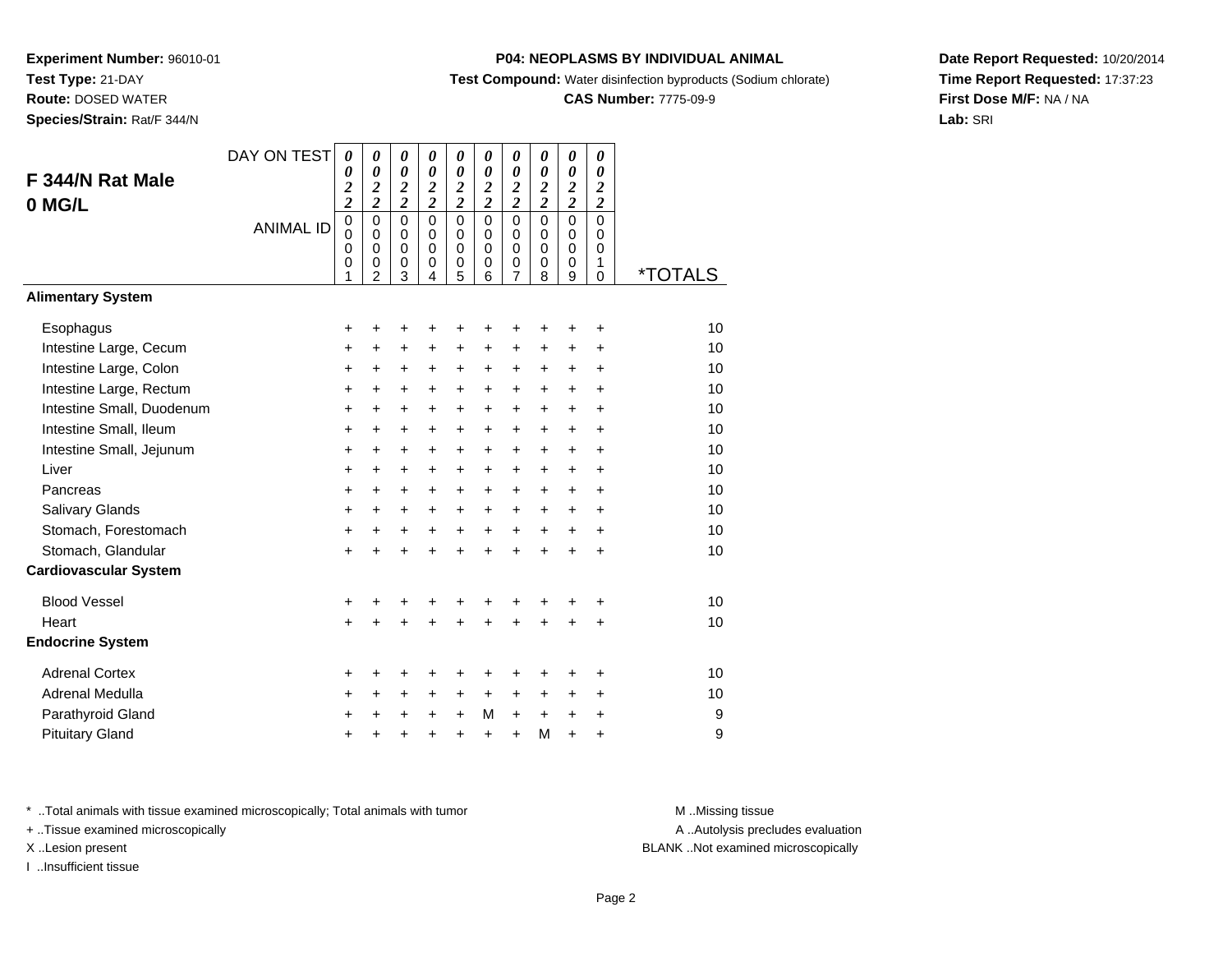**Experiment Number:** 96010-01
**Test Type:** 21-DAY
**Route:** DOSED WATER
**Species/Strain:** Rat/F 344/N

**P04: NEOPLASMS BY INDIVIDUAL ANIMAL**
**Test Compound:** Water disinfection byproducts (Sodium chlorate)
**CAS Number:** 7775-09-9

**Date Report Requested:** 10/20/2014
**Time Report Requested:** 17:37:23
**First Dose M/F:** NA / NA
**Lab:** SRI

## F 344/N Rat Male 0 MG/L

| DAY ON TEST | 0022 | 0022 | 0022 | 0022 | 0022 | 0022 | 0022 | 0022 | 0022 | 0022 | |
|---|---|---|---|---|---|---|---|---|---|---|---|
| **ANIMAL ID** | 00001 | 00002 | 00003 | 00004 | 00005 | 00006 | 00007 | 00008 | 00009 | 00010 | ***TOTALS** |
| **Alimentary System** | | | | | | | | | | | |
| Esophagus | + | + | + | + | + | + | + | + | + | + | 10 |
| Intestine Large, Cecum | + | + | + | + | + | + | + | + | + | + | 10 |
| Intestine Large, Colon | + | + | + | + | + | + | + | + | + | + | 10 |
| Intestine Large, Rectum | + | + | + | + | + | + | + | + | + | + | 10 |
| Intestine Small, Duodenum | + | + | + | + | + | + | + | + | + | + | 10 |
| Intestine Small, Ileum | + | + | + | + | + | + | + | + | + | + | 10 |
| Intestine Small, Jejunum | + | + | + | + | + | + | + | + | + | + | 10 |
| Liver | + | + | + | + | + | + | + | + | + | + | 10 |
| Pancreas | + | + | + | + | + | + | + | + | + | + | 10 |
| Salivary Glands | + | + | + | + | + | + | + | + | + | + | 10 |
| Stomach, Forestomach | + | + | + | + | + | + | + | + | + | + | 10 |
| Stomach, Glandular | + | + | + | + | + | + | + | + | + | + | 10 |
| **Cardiovascular System** | | | | | | | | | | | |
| Blood Vessel | + | + | + | + | + | + | + | + | + | + | 10 |
| Heart | + | + | + | + | + | + | + | + | + | + | 10 |
| **Endocrine System** | | | | | | | | | | | |
| Adrenal Cortex | + | + | + | + | + | + | + | + | + | + | 10 |
| Adrenal Medulla | + | + | + | + | + | + | + | + | + | + | 10 |
| Parathyroid Gland | + | + | + | + | + | M | + | + | + | + | 9 |
| Pituitary Gland | + | + | + | + | + | + | + | M | + | + | 9 |

\* ..Total animals with tissue examined microscopically; Total animals with tumor
+ ..Tissue examined microscopically
X ..Lesion present
I ..Insufficient tissue

M ..Missing tissue
A ..Autolysis precludes evaluation
BLANK ..Not examined microscopically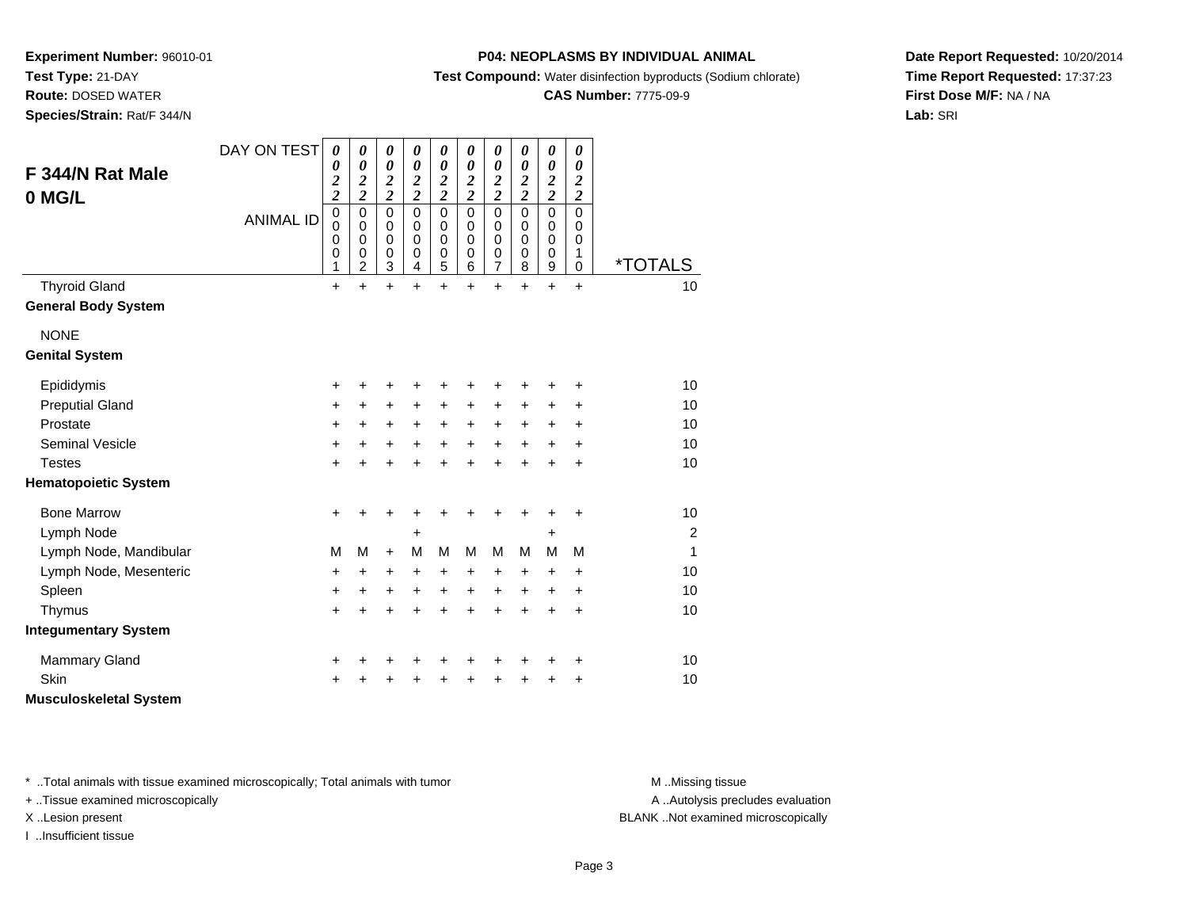**Experiment Number:** 96010-01
**Test Type:** 21-DAY
**Route:** DOSED WATER
**Species/Strain:** Rat/F 344/N

**P04: NEOPLASMS BY INDIVIDUAL ANIMAL**
**Test Compound:** Water disinfection byproducts (Sodium chlorate)
**CAS Number:** 7775-09-9

**Date Report Requested:** 10/20/2014
**Time Report Requested:** 17:37:23
**First Dose M/F:** NA / NA
**Lab:** SRI

## F 344/N Rat Male
## 0 MG/L

| DAY ON TEST | 0022 | 0022 | 0022 | 0022 | 0022 | 0022 | 0022 | 0022 | 0022 | 0022 | |
|---|---|---|---|---|---|---|---|---|---|---|---|
| **ANIMAL ID** | 00001 | 00002 | 00003 | 00004 | 00005 | 00006 | 00007 | 00008 | 00009 | 00010 | ***TOTALS** |
| Thyroid Gland | + | + | + | + | + | + | + | + | + | + | 10 |
| **General Body System** | | | | | | | | | | | |
| NONE | | | | | | | | | | | |
| **Genital System** | | | | | | | | | | | |
| Epididymis | + | + | + | + | + | + | + | + | + | + | 10 |
| Preputial Gland | + | + | + | + | + | + | + | + | + | + | 10 |
| Prostate | + | + | + | + | + | + | + | + | + | + | 10 |
| Seminal Vesicle | + | + | + | + | + | + | + | + | + | + | 10 |
| Testes | + | + | + | + | + | + | + | + | + | + | 10 |
| **Hematopoietic System** | | | | | | | | | | | |
| Bone Marrow | + | + | + | + | + | + | + | + | + | + | 10 |
| Lymph Node | | | | + | | | | | + | | 2 |
| Lymph Node, Mandibular | M | M | + | M | M | M | M | M | M | M | 1 |
| Lymph Node, Mesenteric | + | + | + | + | + | + | + | + | + | + | 10 |
| Spleen | + | + | + | + | + | + | + | + | + | + | 10 |
| Thymus | + | + | + | + | + | + | + | + | + | + | 10 |
| **Integumentary System** | | | | | | | | | | | |
| Mammary Gland | + | + | + | + | + | + | + | + | + | + | 10 |
| Skin | + | + | + | + | + | + | + | + | + | + | 10 |
| **Musculoskeletal System** | | | | | | | | | | | |

* ..Total animals with tissue examined microscopically; Total animals with tumor
+ ..Tissue examined microscopically
X ..Lesion present
I ..Insufficient tissue

M ..Missing tissue
A ..Autolysis precludes evaluation
BLANK ..Not examined microscopically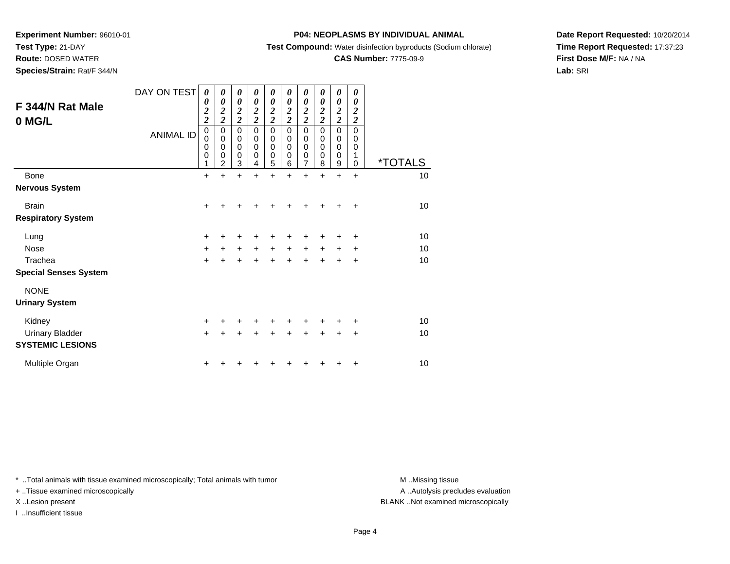**Experiment Number:** 96010-01
**Test Type:** 21-DAY
**Route:** DOSED WATER
**Species/Strain:** Rat/F 344/N

**P04: NEOPLASMS BY INDIVIDUAL ANIMAL**
**Test Compound:** Water disinfection byproducts (Sodium chlorate)
**CAS Number:** 7775-09-9

**Date Report Requested:** 10/20/2014
**Time Report Requested:** 17:37:23
**First Dose M/F:** NA / NA
**Lab:** SRI

## F 344/N Rat Male 0 MG/L

| DAY ON TEST | 0022 | 0022 | 0022 | 0022 | 0022 | 0022 | 0022 | 0022 | 0022 | 0022 | |
|---|---|---|---|---|---|---|---|---|---|---|---|
| **ANIMAL ID** | 00001 | 00002 | 00003 | 00004 | 00005 | 00006 | 00007 | 00008 | 00009 | 00010 | ***TOTALS** |
| Bone | + | + | + | + | + | + | + | + | + | + | 10 |
| **Nervous System** | | | | | | | | | | | |
| Brain | + | + | + | + | + | + | + | + | + | + | 10 |
| **Respiratory System** | | | | | | | | | | | |
| Lung | + | + | + | + | + | + | + | + | + | + | 10 |
| Nose | + | + | + | + | + | + | + | + | + | + | 10 |
| Trachea | + | + | + | + | + | + | + | + | + | + | 10 |
| **Special Senses System** | | | | | | | | | | | |
| NONE | | | | | | | | | | | |
| **Urinary System** | | | | | | | | | | | |
| Kidney | + | + | + | + | + | + | + | + | + | + | 10 |
| Urinary Bladder | + | + | + | + | + | + | + | + | + | + | 10 |
| **SYSTEMIC LESIONS** | | | | | | | | | | | |
| Multiple Organ | + | + | + | + | + | + | + | + | + | + | 10 |

* ..Total animals with tissue examined microscopically; Total animals with tumor
+ ..Tissue examined microscopically
X ..Lesion present
I ..Insufficient tissue

M ..Missing tissue
A ..Autolysis precludes evaluation
BLANK ..Not examined microscopically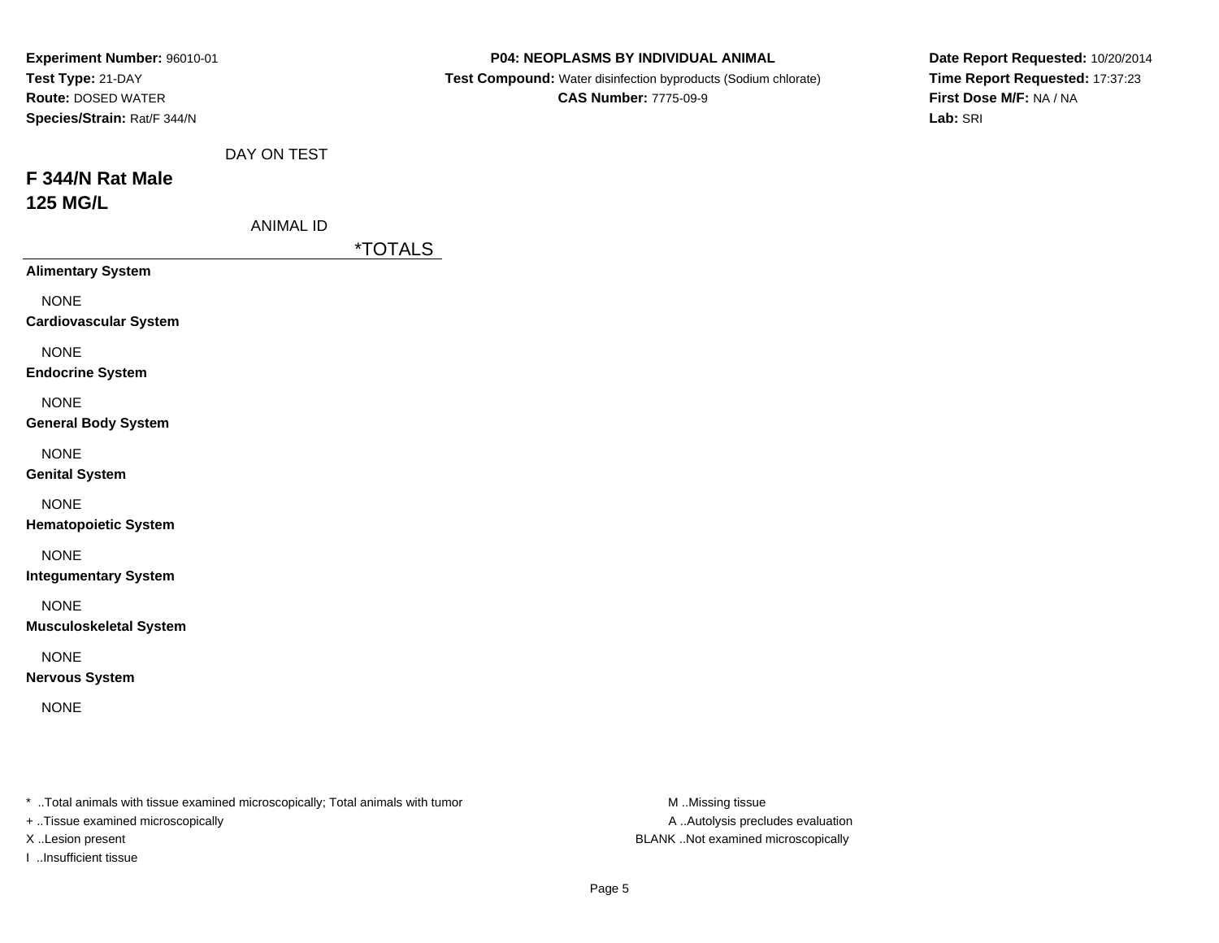**Experiment Number:** 96010-01
**Test Type:** 21-DAY
**Route:** DOSED WATER
**Species/Strain:** Rat/F 344/N

**P04: NEOPLASMS BY INDIVIDUAL ANIMAL**
**Test Compound:** Water disinfection byproducts (Sodium chlorate)
**CAS Number:** 7775-09-9

**Date Report Requested:** 10/20/2014
**Time Report Requested:** 17:37:23
**First Dose M/F:** NA / NA
**Lab:** SRI

DAY ON TEST

## F 344/N Rat Male
## 125 MG/L

ANIMAL ID

| | *TOTALS |
|---|---|
| **Alimentary System** | |
| NONE | |
| **Cardiovascular System** | |
| NONE | |
| **Endocrine System** | |
| NONE | |
| **General Body System** | |
| NONE | |
| **Genital System** | |
| NONE | |
| **Hematopoietic System** | |
| NONE | |
| **Integumentary System** | |
| NONE | |
| **Musculoskeletal System** | |
| NONE | |
| **Nervous System** | |
| NONE | |

* ..Total animals with tissue examined microscopically; Total animals with tumor
+ ..Tissue examined microscopically
X ..Lesion present
I ..Insufficient tissue

M ..Missing tissue
A ..Autolysis precludes evaluation
BLANK ..Not examined microscopically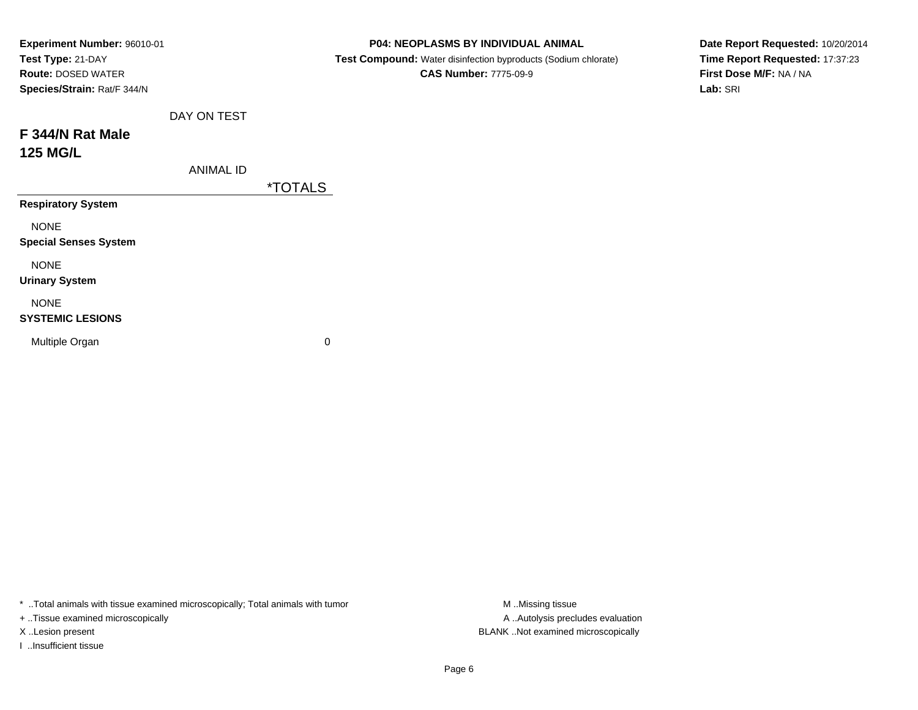**Experiment Number:** 96010-01
**Test Type:** 21-DAY
**Route:** DOSED WATER
**Species/Strain:** Rat/F 344/N

**P04: NEOPLASMS BY INDIVIDUAL ANIMAL**
**Test Compound:** Water disinfection byproducts (Sodium chlorate)
**CAS Number:** 7775-09-9

**Date Report Requested:** 10/20/2014
**Time Report Requested:** 17:37:23
**First Dose M/F:** NA / NA
**Lab:** SRI

## F 344/N Rat Male
## 125 MG/L

| DAY ON TEST / ANIMAL ID | *TOTALS |
|---|---|
| **Respiratory System** | |
| NONE | |
| **Special Senses System** | |
| NONE | |
| **Urinary System** | |
| NONE | |
| **SYSTEMIC LESIONS** | |
| Multiple Organ | 0 |

* ..Total animals with tissue examined microscopically; Total animals with tumor
+ ..Tissue examined microscopically
X ..Lesion present
I ..Insufficient tissue

M ..Missing tissue
A ..Autolysis precludes evaluation
BLANK ..Not examined microscopically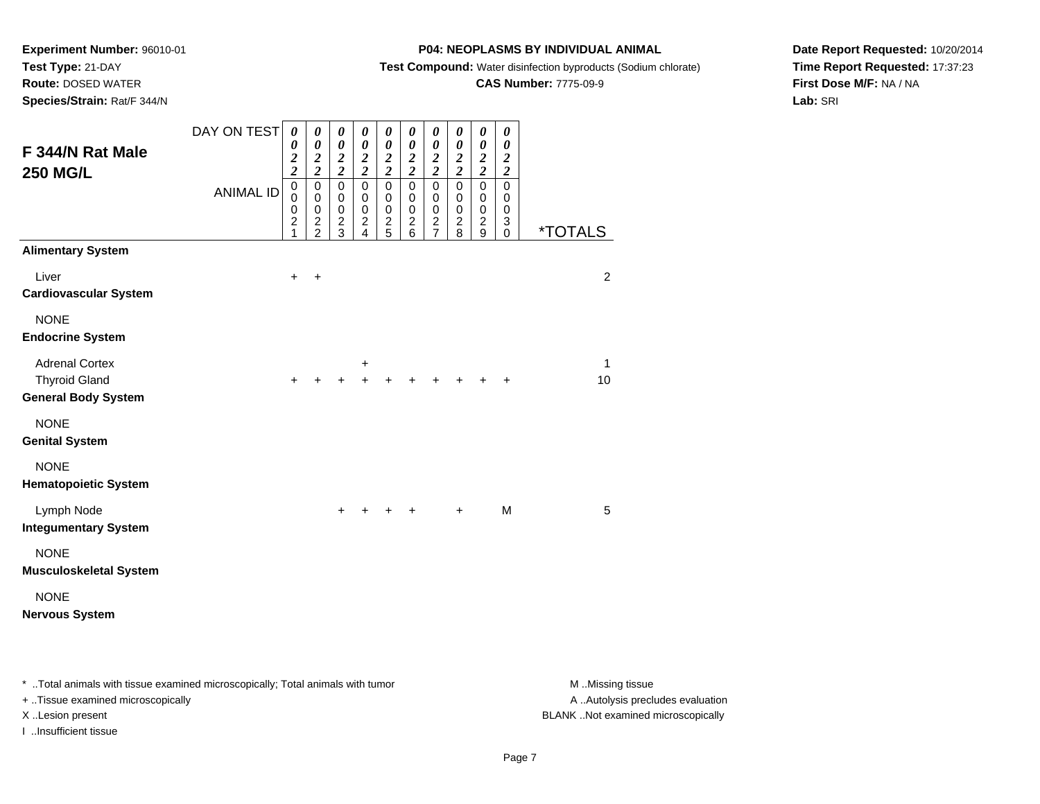**Experiment Number:** 96010-01
**Test Type:** 21-DAY
**Route:** DOSED WATER
**Species/Strain:** Rat/F 344/N

**P04: NEOPLASMS BY INDIVIDUAL ANIMAL**
**Test Compound:** Water disinfection byproducts (Sodium chlorate)
**CAS Number:** 7775-09-9

**Date Report Requested:** 10/20/2014
**Time Report Requested:** 17:37:23
**First Dose M/F:** NA / NA
**Lab:** SRI

## F 344/N Rat Male 250 MG/L

| DAY ON TEST | 0022 | 0022 | 0022 | 0022 | 0022 | 0022 | 0022 | 0022 | 0022 | 0022 | |
|---|---|---|---|---|---|---|---|---|---|---|---|
| ANIMAL ID | 00021 | 00022 | 00023 | 00024 | 00025 | 00026 | 00027 | 00028 | 00029 | 00030 | *TOTALS |
| **Alimentary System** | | | | | | | | | | | |
| Liver | + | + | | | | | | | | | 2 |
| **Cardiovascular System** | | | | | | | | | | | |
| NONE | | | | | | | | | | | |
| **Endocrine System** | | | | | | | | | | | |
| Adrenal Cortex | | | | + | | | | | | | 1 |
| Thyroid Gland | + | + | + | + | + | + | + | + | + | + | 10 |
| **General Body System** | | | | | | | | | | | |
| NONE | | | | | | | | | | | |
| **Genital System** | | | | | | | | | | | |
| NONE | | | | | | | | | | | |
| **Hematopoietic System** | | | | | | | | | | | |
| Lymph Node | | | + | + | + | + | | + | | M | 5 |
| **Integumentary System** | | | | | | | | | | | |
| NONE | | | | | | | | | | | |
| **Musculoskeletal System** | | | | | | | | | | | |
| NONE | | | | | | | | | | | |
| **Nervous System** | | | | | | | | | | | |

* ..Total animals with tissue examined microscopically; Total animals with tumor
+ ..Tissue examined microscopically
X ..Lesion present
I ..Insufficient tissue

M ..Missing tissue
A ..Autolysis precludes evaluation
BLANK ..Not examined microscopically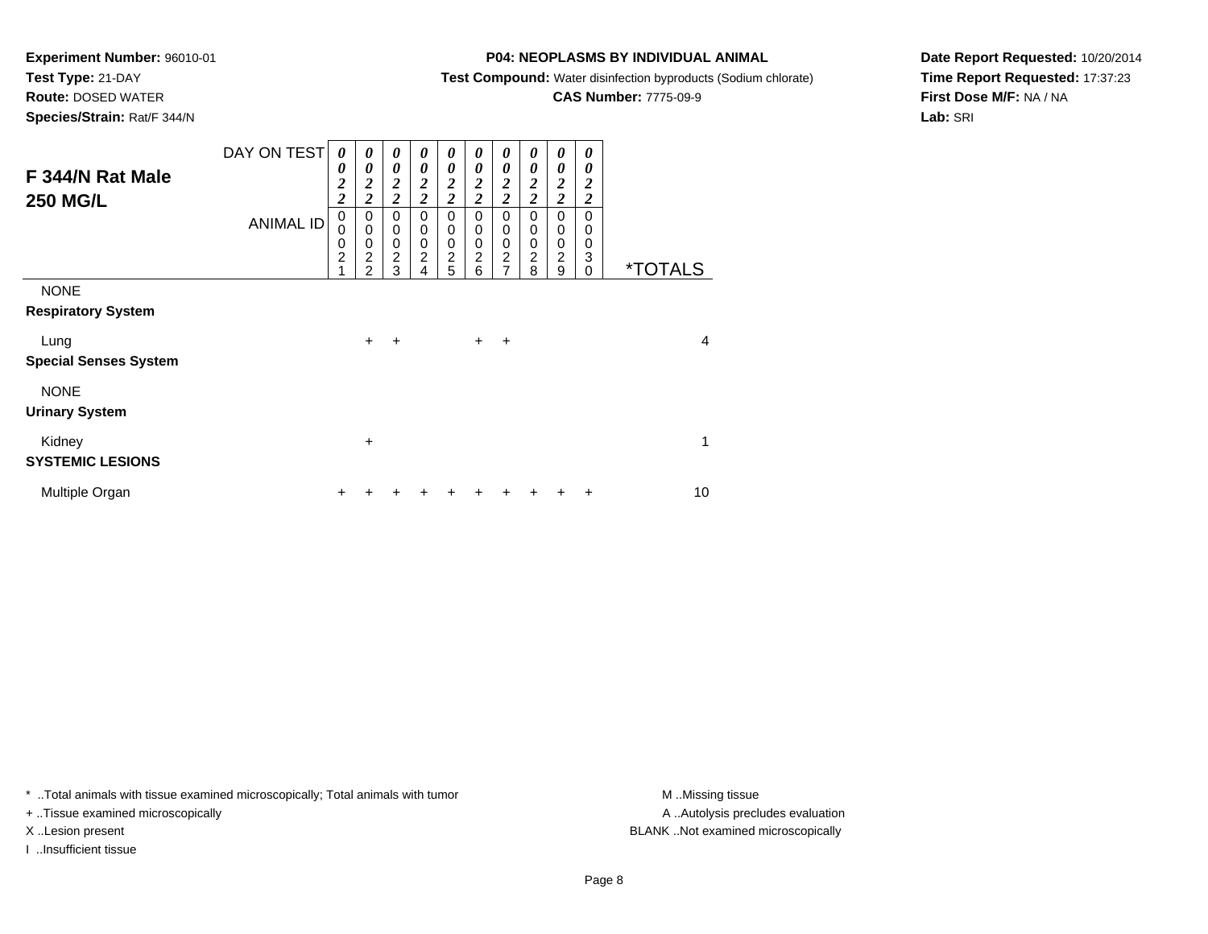**Experiment Number:** 96010-01
**Test Type:** 21-DAY
**Route:** DOSED WATER
**Species/Strain:** Rat/F 344/N

**P04: NEOPLASMS BY INDIVIDUAL ANIMAL**
**Test Compound:** Water disinfection byproducts (Sodium chlorate)
**CAS Number:** 7775-09-9

**Date Report Requested:** 10/20/2014
**Time Report Requested:** 17:37:23
**First Dose M/F:** NA / NA
**Lab:** SRI

## F 344/N Rat Male 250 MG/L

| DAY ON TEST | 0022 | 0022 | 0022 | 0022 | 0022 | 0022 | 0022 | 0022 | 0022 | 0022 | |
|---|---|---|---|---|---|---|---|---|---|---|---|
| ANIMAL ID | 00021 | 00022 | 00023 | 00024 | 00025 | 00026 | 00027 | 00028 | 00029 | 00030 | *TOTALS |
| NONE | | | | | | | | | | | |
| **Respiratory System** | | | | | | | | | | | |
| Lung | | + | + | | | + | + | | | | 4 |
| **Special Senses System** | | | | | | | | | | | |
| NONE | | | | | | | | | | | |
| **Urinary System** | | | | | | | | | | | |
| Kidney | | + | | | | | | | | | 1 |
| **SYSTEMIC LESIONS** | | | | | | | | | | | |
| Multiple Organ | + | + | + | + | + | + | + | + | + | + | 10 |

* ..Total animals with tissue examined microscopically; Total animals with tumor
+ ..Tissue examined microscopically
X ..Lesion present
I ..Insufficient tissue

M ..Missing tissue
A ..Autolysis precludes evaluation
BLANK ..Not examined microscopically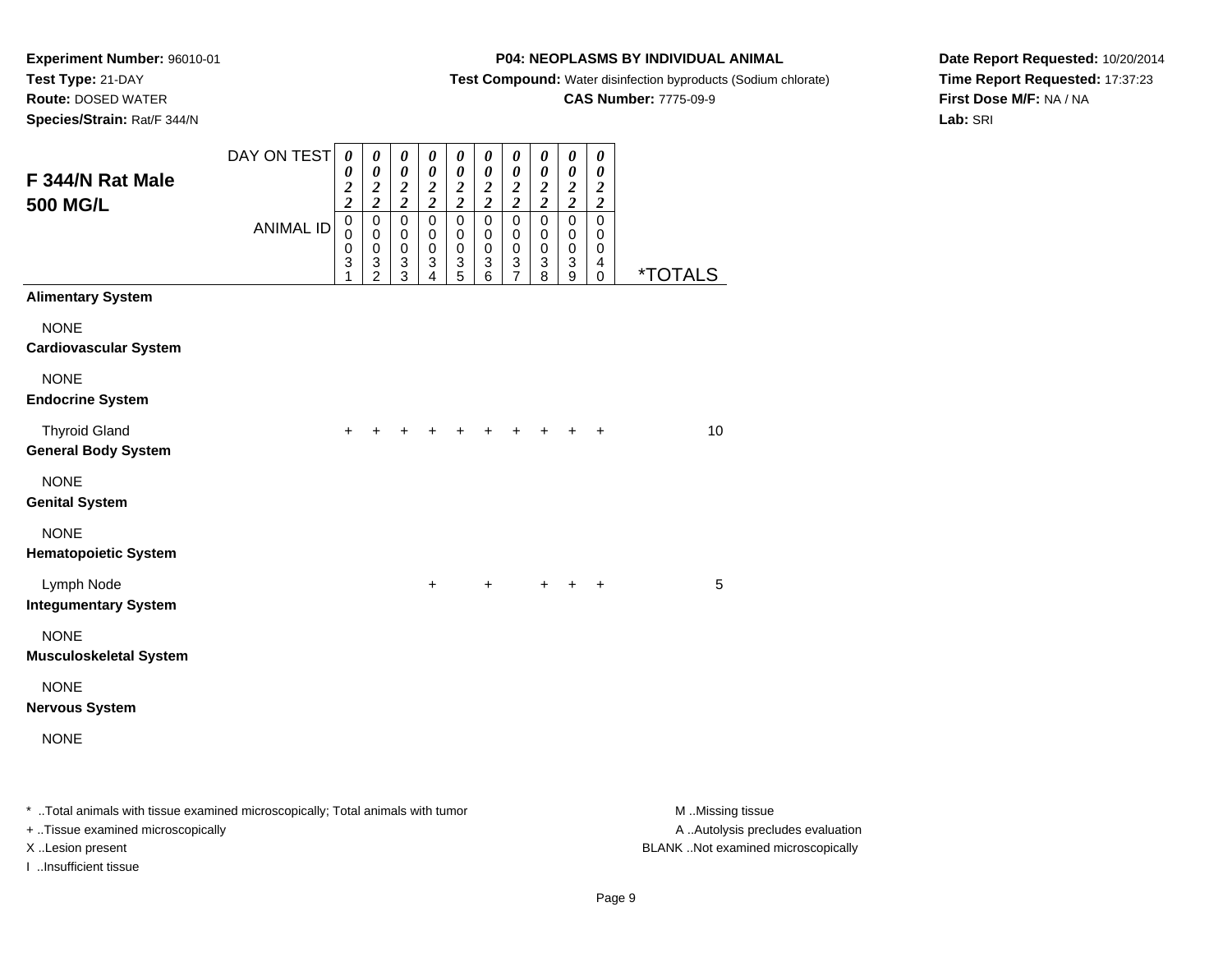**Experiment Number:** 96010-01
**Test Type:** 21-DAY
**Route:** DOSED WATER
**Species/Strain:** Rat/F 344/N

**P04: NEOPLASMS BY INDIVIDUAL ANIMAL**
**Test Compound:** Water disinfection byproducts (Sodium chlorate)
**CAS Number:** 7775-09-9

**Date Report Requested:** 10/20/2014
**Time Report Requested:** 17:37:23
**First Dose M/F:** NA / NA
**Lab:** SRI

## F 344/N Rat Male 500 MG/L

| DAY ON TEST | 0022 | 0022 | 0022 | 0022 | 0022 | 0022 | 0022 | 0022 | 0022 | 0022 | |
|---|---|---|---|---|---|---|---|---|---|---|---|
| ANIMAL ID | 00031 | 00032 | 00033 | 00034 | 00035 | 00036 | 00037 | 00038 | 00039 | 00040 | *TOTALS |
| **Alimentary System** | | | | | | | | | | | |
| NONE | | | | | | | | | | | |
| **Cardiovascular System** | | | | | | | | | | | |
| NONE | | | | | | | | | | | |
| **Endocrine System** | | | | | | | | | | | |
| Thyroid Gland | + | + | + | + | + | + | + | + | + | + | 10 |
| **General Body System** | | | | | | | | | | | |
| NONE | | | | | | | | | | | |
| **Genital System** | | | | | | | | | | | |
| NONE | | | | | | | | | | | |
| **Hematopoietic System** | | | | | | | | | | | |
| Lymph Node | | | | + | | + | | + | + | + | 5 |
| **Integumentary System** | | | | | | | | | | | |
| NONE | | | | | | | | | | | |
| **Musculoskeletal System** | | | | | | | | | | | |
| NONE | | | | | | | | | | | |
| **Nervous System** | | | | | | | | | | | |
| NONE | | | | | | | | | | | |

* ..Total animals with tissue examined microscopically; Total animals with tumor
+ ..Tissue examined microscopically
X ..Lesion present
I ..Insufficient tissue

M ..Missing tissue
A ..Autolysis precludes evaluation
BLANK ..Not examined microscopically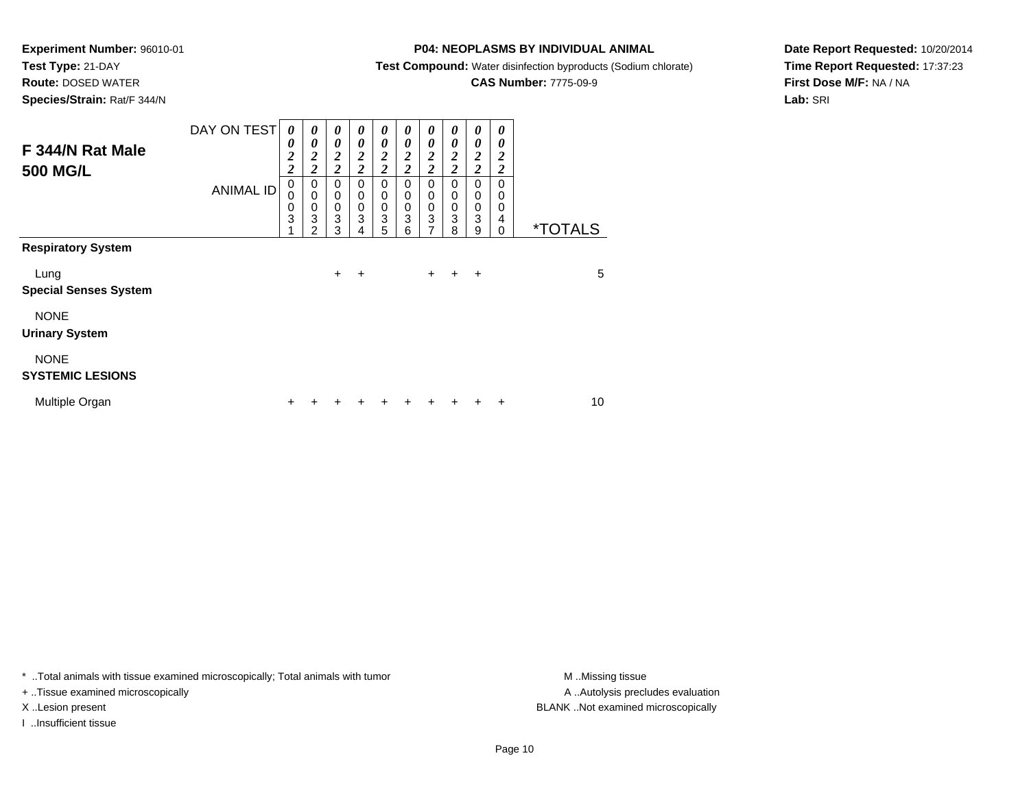**Experiment Number:** 96010-01
**Test Type:** 21-DAY
**Route:** DOSED WATER
**Species/Strain:** Rat/F 344/N

**P04: NEOPLASMS BY INDIVIDUAL ANIMAL**
**Test Compound:** Water disinfection byproducts (Sodium chlorate)
**CAS Number:** 7775-09-9

**Date Report Requested:** 10/20/2014
**Time Report Requested:** 17:37:23
**First Dose M/F:** NA / NA
**Lab:** SRI

## F 344/N Rat Male 500 MG/L

| DAY ON TEST | 0022 | 0022 | 0022 | 0022 | 0022 | 0022 | 0022 | 0022 | 0022 | 0022 | |
|---|---|---|---|---|---|---|---|---|---|---|---|
| ANIMAL ID | 00031 | 00032 | 00033 | 00034 | 00035 | 00036 | 00037 | 00038 | 00039 | 00040 | *TOTALS |
| **Respiratory System** | | | | | | | | | | | |
| Lung | | | + | + | | | + | + | + | | 5 |
| **Special Senses System** | | | | | | | | | | | |
| NONE | | | | | | | | | | | |
| **Urinary System** | | | | | | | | | | | |
| NONE | | | | | | | | | | | |
| **SYSTEMIC LESIONS** | | | | | | | | | | | |
| Multiple Organ | + | + | + | + | + | + | + | + | + | + | 10 |

* ..Total animals with tissue examined microscopically; Total animals with tumor
+ ..Tissue examined microscopically
X ..Lesion present
I ..Insufficient tissue

M ..Missing tissue
A ..Autolysis precludes evaluation
BLANK ..Not examined microscopically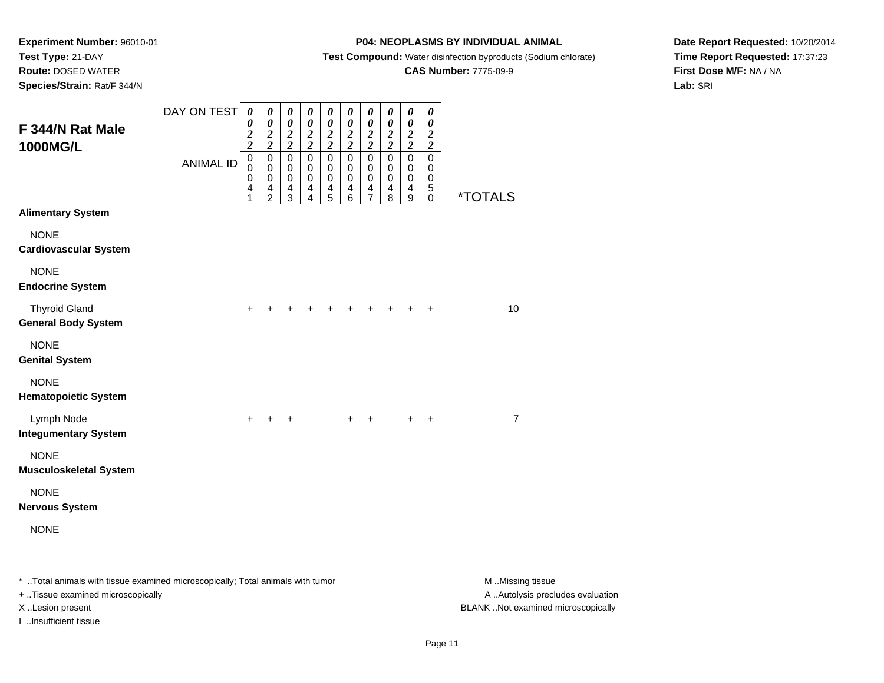**Experiment Number:** 96010-01
**Test Type:** 21-DAY
**Route:** DOSED WATER
**Species/Strain:** Rat/F 344/N

**P04: NEOPLASMS BY INDIVIDUAL ANIMAL**
**Test Compound:** Water disinfection byproducts (Sodium chlorate)
**CAS Number:** 7775-09-9

**Date Report Requested:** 10/20/2014
**Time Report Requested:** 17:37:23
**First Dose M/F:** NA / NA
**Lab:** SRI

## F 344/N Rat Male 1000MG/L

| DAY ON TEST | 0022 | 0022 | 0022 | 0022 | 0022 | 0022 | 0022 | 0022 | 0022 | 0022 | |
|---|---|---|---|---|---|---|---|---|---|---|---|
| **ANIMAL ID** | 00041 | 00042 | 00043 | 00044 | 00045 | 00046 | 00047 | 00048 | 00049 | 00050 | ***TOTALS** |
| **Alimentary System** | | | | | | | | | | | |
| NONE | | | | | | | | | | | |
| **Cardiovascular System** | | | | | | | | | | | |
| NONE | | | | | | | | | | | |
| **Endocrine System** | | | | | | | | | | | |
| Thyroid Gland | + | + | + | + | + | + | + | + | + | + | 10 |
| **General Body System** | | | | | | | | | | | |
| NONE | | | | | | | | | | | |
| **Genital System** | | | | | | | | | | | |
| NONE | | | | | | | | | | | |
| **Hematopoietic System** | | | | | | | | | | | |
| Lymph Node | + | + | + | | | + | + | | + | + | 7 |
| **Integumentary System** | | | | | | | | | | | |
| NONE | | | | | | | | | | | |
| **Musculoskeletal System** | | | | | | | | | | | |
| NONE | | | | | | | | | | | |
| **Nervous System** | | | | | | | | | | | |
| NONE | | | | | | | | | | | |

* ..Total animals with tissue examined microscopically; Total animals with tumor
+ ..Tissue examined microscopically
X ..Lesion present
I ..Insufficient tissue

M ..Missing tissue
A ..Autolysis precludes evaluation
BLANK ..Not examined microscopically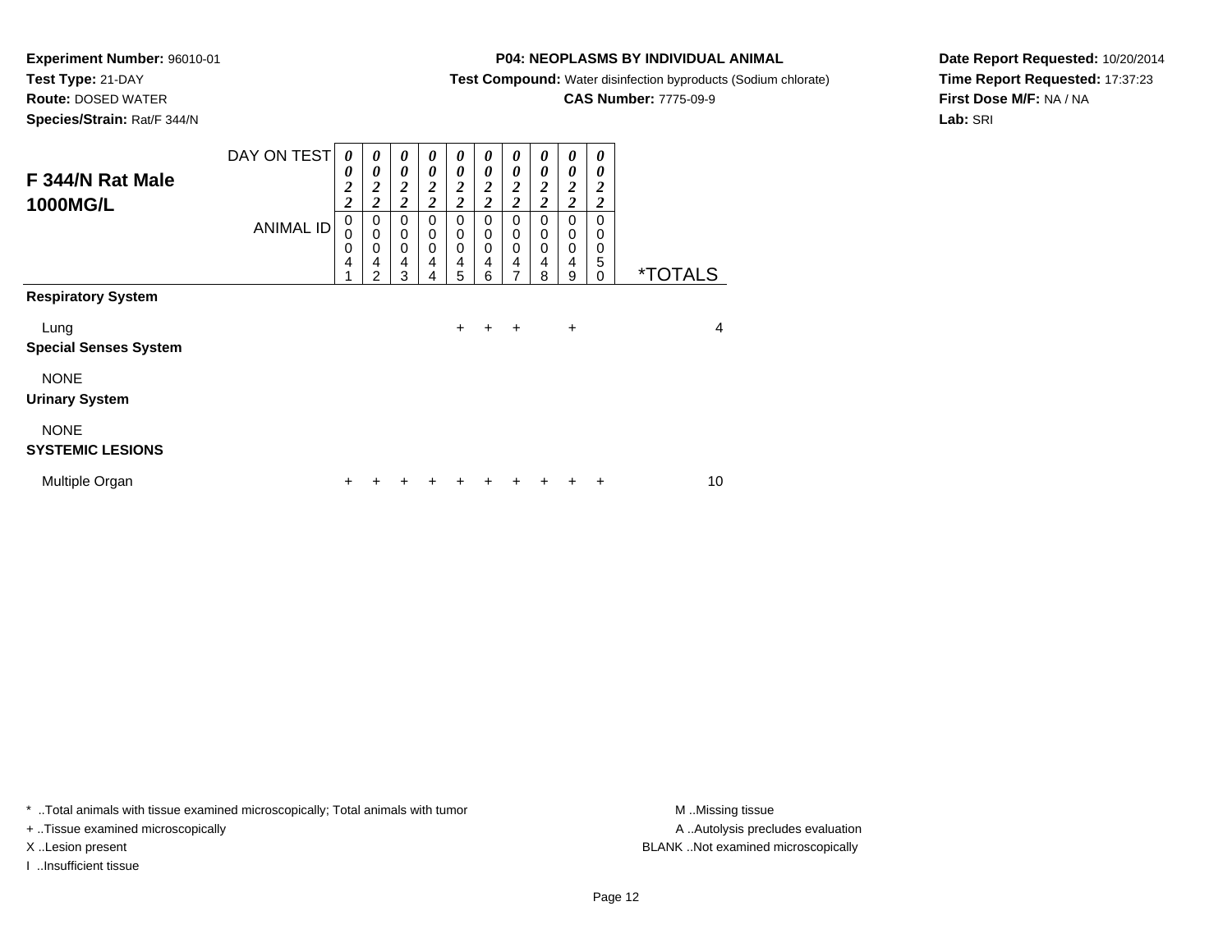**Experiment Number:** 96010-01
**Test Type:** 21-DAY
**Route:** DOSED WATER
**Species/Strain:** Rat/F 344/N

**P04: NEOPLASMS BY INDIVIDUAL ANIMAL**
**Test Compound:** Water disinfection byproducts (Sodium chlorate)
**CAS Number:** 7775-09-9

**Date Report Requested:** 10/20/2014
**Time Report Requested:** 17:37:23
**First Dose M/F:** NA / NA
**Lab:** SRI

## F 344/N Rat Male 1000MG/L

| DAY ON TEST | 0022 | 0022 | 0022 | 0022 | 0022 | 0022 | 0022 | 0022 | 0022 | 0022 | |
|---|---|---|---|---|---|---|---|---|---|---|---|
| ANIMAL ID | 00041 | 00042 | 00043 | 00044 | 00045 | 00046 | 00047 | 00048 | 00049 | 00050 | *TOTALS |
| **Respiratory System** | | | | | | | | | | | |
| Lung | | | | | + | + | + | | + | | 4 |
| **Special Senses System** | | | | | | | | | | | |
| NONE | | | | | | | | | | | |
| **Urinary System** | | | | | | | | | | | |
| NONE | | | | | | | | | | | |
| **SYSTEMIC LESIONS** | | | | | | | | | | | |
| Multiple Organ | + | + | + | + | + | + | + | + | + | + | 10 |

* ..Total animals with tissue examined microscopically; Total animals with tumor
+ ..Tissue examined microscopically
X ..Lesion present
I ..Insufficient tissue

M ..Missing tissue
A ..Autolysis precludes evaluation
BLANK ..Not examined microscopically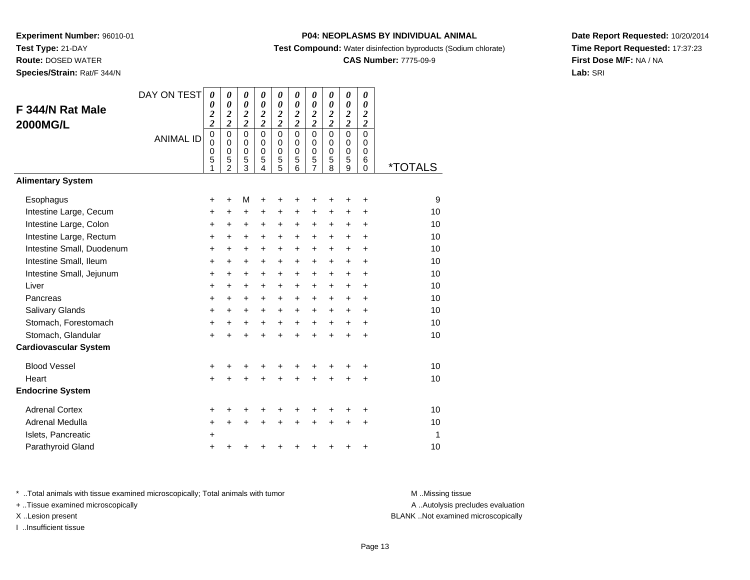**Experiment Number:** 96010-01
**Test Type:** 21-DAY
**Route:** DOSED WATER
**Species/Strain:** Rat/F 344/N

**P04: NEOPLASMS BY INDIVIDUAL ANIMAL**
**Test Compound:** Water disinfection byproducts (Sodium chlorate)
**CAS Number:** 7775-09-9

**Date Report Requested:** 10/20/2014
**Time Report Requested:** 17:37:23
**First Dose M/F:** NA / NA
**Lab:** SRI

## F 344/N Rat Male 2000MG/L

| DAY ON TEST | 0022 | 0022 | 0022 | 0022 | 0022 | 0022 | 0022 | 0022 | 0022 | 0022 | |
|---|---|---|---|---|---|---|---|---|---|---|---|
| **ANIMAL ID** | 00051 | 00052 | 00053 | 00054 | 00055 | 00056 | 00057 | 00058 | 00059 | 00060 | ***TOTALS** |
| **Alimentary System** | | | | | | | | | | | |
| Esophagus | + | + | M | + | + | + | + | + | + | + | 9 |
| Intestine Large, Cecum | + | + | + | + | + | + | + | + | + | + | 10 |
| Intestine Large, Colon | + | + | + | + | + | + | + | + | + | + | 10 |
| Intestine Large, Rectum | + | + | + | + | + | + | + | + | + | + | 10 |
| Intestine Small, Duodenum | + | + | + | + | + | + | + | + | + | + | 10 |
| Intestine Small, Ileum | + | + | + | + | + | + | + | + | + | + | 10 |
| Intestine Small, Jejunum | + | + | + | + | + | + | + | + | + | + | 10 |
| Liver | + | + | + | + | + | + | + | + | + | + | 10 |
| Pancreas | + | + | + | + | + | + | + | + | + | + | 10 |
| Salivary Glands | + | + | + | + | + | + | + | + | + | + | 10 |
| Stomach, Forestomach | + | + | + | + | + | + | + | + | + | + | 10 |
| Stomach, Glandular | + | + | + | + | + | + | + | + | + | + | 10 |
| **Cardiovascular System** | | | | | | | | | | | |
| Blood Vessel | + | + | + | + | + | + | + | + | + | + | 10 |
| Heart | + | + | + | + | + | + | + | + | + | + | 10 |
| **Endocrine System** | | | | | | | | | | | |
| Adrenal Cortex | + | + | + | + | + | + | + | + | + | + | 10 |
| Adrenal Medulla | + | + | + | + | + | + | + | + | + | + | 10 |
| Islets, Pancreatic | + | | | | | | | | | | 1 |
| Parathyroid Gland | + | + | + | + | + | + | + | + | + | + | 10 |

* ..Total animals with tissue examined microscopically; Total animals with tumor
+ ..Tissue examined microscopically
X ..Lesion present
I ..Insufficient tissue

M ..Missing tissue
A ..Autolysis precludes evaluation
BLANK ..Not examined microscopically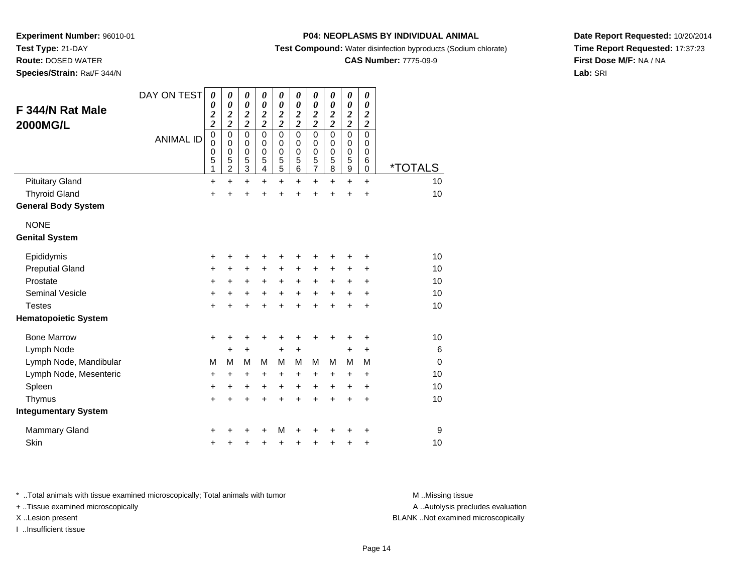**Experiment Number:** 96010-01
**Test Type:** 21-DAY
**Route:** DOSED WATER
**Species/Strain:** Rat/F 344/N

**P04: NEOPLASMS BY INDIVIDUAL ANIMAL**
**Test Compound:** Water disinfection byproducts (Sodium chlorate)
**CAS Number:** 7775-09-9

**Date Report Requested:** 10/20/2014
**Time Report Requested:** 17:37:23
**First Dose M/F:** NA / NA
**Lab:** SRI

## F 344/N Rat Male 2000MG/L

| DAY ON TEST | 0022 | 0022 | 0022 | 0022 | 0022 | 0022 | 0022 | 0022 | 0022 | 0022 | |
|---|---|---|---|---|---|---|---|---|---|---|---|
| **ANIMAL ID** | 00051 | 00052 | 00053 | 00054 | 00055 | 00056 | 00057 | 00058 | 00059 | 00060 | ***TOTALS** |
| Pituitary Gland | + | + | + | + | + | + | + | + | + | + | 10 |
| Thyroid Gland | + | + | + | + | + | + | + | + | + | + | 10 |
| **General Body System** | | | | | | | | | | | |
| NONE | | | | | | | | | | | |
| **Genital System** | | | | | | | | | | | |
| Epididymis | + | + | + | + | + | + | + | + | + | + | 10 |
| Preputial Gland | + | + | + | + | + | + | + | + | + | + | 10 |
| Prostate | + | + | + | + | + | + | + | + | + | + | 10 |
| Seminal Vesicle | + | + | + | + | + | + | + | + | + | + | 10 |
| Testes | + | + | + | + | + | + | + | + | + | + | 10 |
| **Hematopoietic System** | | | | | | | | | | | |
| Bone Marrow | + | + | + | + | + | + | + | + | + | + | 10 |
| Lymph Node | | + | + | | + | + | | | + | + | 6 |
| Lymph Node, Mandibular | M | M | M | M | M | M | M | M | M | M | 0 |
| Lymph Node, Mesenteric | + | + | + | + | + | + | + | + | + | + | 10 |
| Spleen | + | + | + | + | + | + | + | + | + | + | 10 |
| Thymus | + | + | + | + | + | + | + | + | + | + | 10 |
| **Integumentary System** | | | | | | | | | | | |
| Mammary Gland | + | + | + | + | M | + | + | + | + | + | 9 |
| Skin | + | + | + | + | + | + | + | + | + | + | 10 |

\* ..Total animals with tissue examined microscopically; Total animals with tumor
\+ ..Tissue examined microscopically
X ..Lesion present
I ..Insufficient tissue

M ..Missing tissue
A ..Autolysis precludes evaluation
BLANK ..Not examined microscopically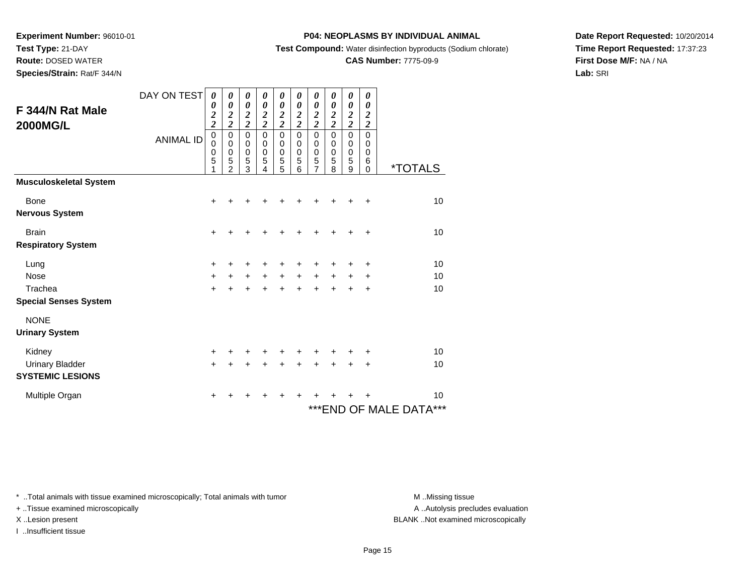**Experiment Number:** 96010-01
**Test Type:** 21-DAY
**Route:** DOSED WATER
**Species/Strain:** Rat/F 344/N

**P04: NEOPLASMS BY INDIVIDUAL ANIMAL**
**Test Compound:** Water disinfection byproducts (Sodium chlorate)
**CAS Number:** 7775-09-9

**Date Report Requested:** 10/20/2014
**Time Report Requested:** 17:37:23
**First Dose M/F:** NA / NA
**Lab:** SRI

## F 344/N Rat Male 2000MG/L

| DAY ON TEST | 0022 | 0022 | 0022 | 0022 | 0022 | 0022 | 0022 | 0022 | 0022 | 0022 | |
|---|---|---|---|---|---|---|---|---|---|---|---|
| ANIMAL ID | 00051 | 00052 | 00053 | 00054 | 00055 | 00056 | 00057 | 00058 | 00059 | 00060 | *TOTALS |
| **Musculoskeletal System** | | | | | | | | | | | |
| Bone | + | + | + | + | + | + | + | + | + | + | 10 |
| **Nervous System** | | | | | | | | | | | |
| Brain | + | + | + | + | + | + | + | + | + | + | 10 |
| **Respiratory System** | | | | | | | | | | | |
| Lung | + | + | + | + | + | + | + | + | + | + | 10 |
| Nose | + | + | + | + | + | + | + | + | + | + | 10 |
| Trachea | + | + | + | + | + | + | + | + | + | + | 10 |
| **Special Senses System** | | | | | | | | | | | |
| NONE | | | | | | | | | | | |
| **Urinary System** | | | | | | | | | | | |
| Kidney | + | + | + | + | + | + | + | + | + | + | 10 |
| Urinary Bladder | + | + | + | + | + | + | + | + | + | + | 10 |
| **SYSTEMIC LESIONS** | | | | | | | | | | | |
| Multiple Organ | + | + | + | + | + | + | + | + | + | + | 10 |

***END OF MALE DATA***

\* ..Total animals with tissue examined microscopically; Total animals with tumor
\+ ..Tissue examined microscopically
X ..Lesion present
I ..Insufficient tissue

M ..Missing tissue
A ..Autolysis precludes evaluation
BLANK ..Not examined microscopically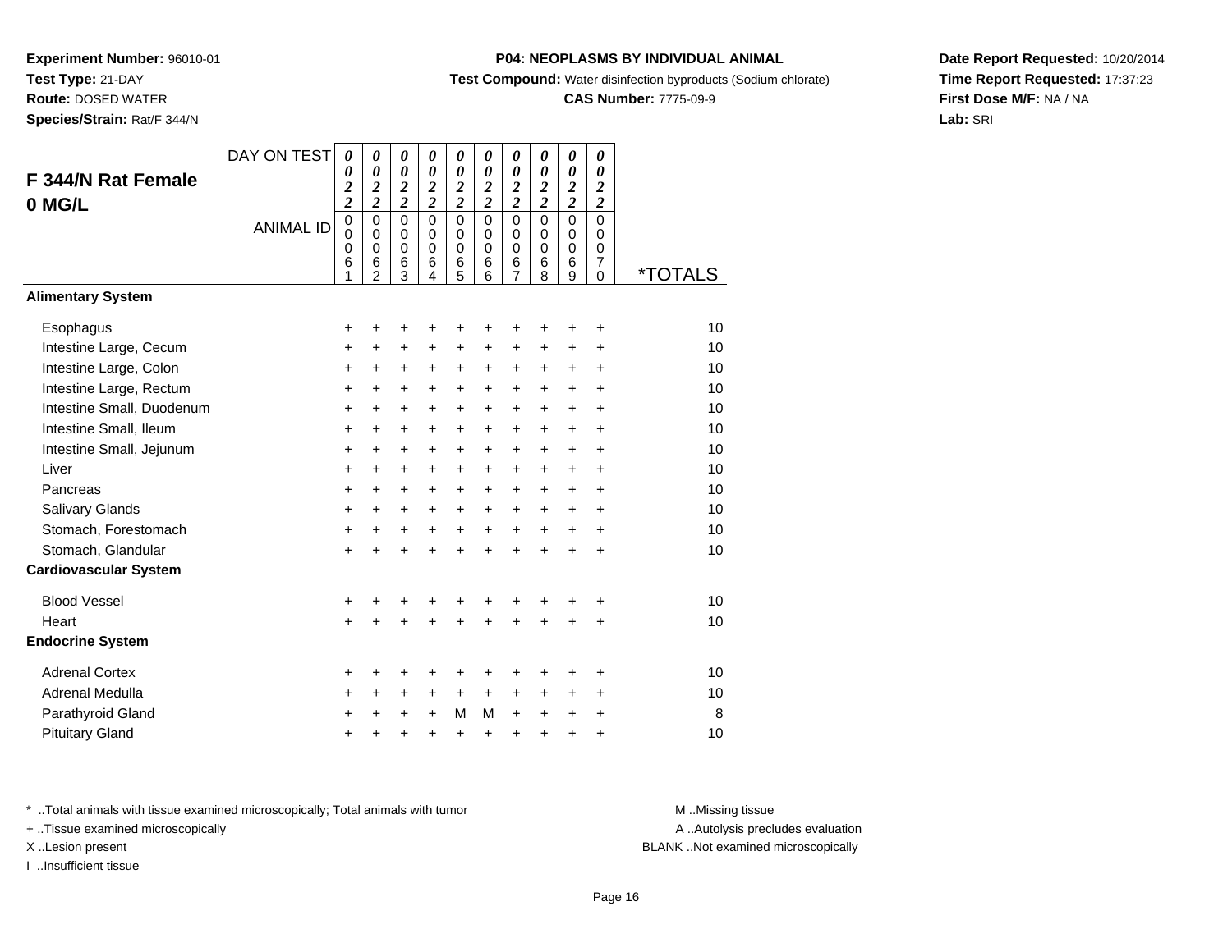**Experiment Number:** 96010-01
**Test Type:** 21-DAY
**Route:** DOSED WATER
**Species/Strain:** Rat/F 344/N

**P04: NEOPLASMS BY INDIVIDUAL ANIMAL**
**Test Compound:** Water disinfection byproducts (Sodium chlorate)
**CAS Number:** 7775-09-9

**Date Report Requested:** 10/20/2014
**Time Report Requested:** 17:37:23
**First Dose M/F:** NA / NA
**Lab:** SRI

## F 344/N Rat Female 0 MG/L

| DAY ON TEST | 0022 | 0022 | 0022 | 0022 | 0022 | 0022 | 0022 | 0022 | 0022 | 0022 | |
|---|---|---|---|---|---|---|---|---|---|---|---|
| **ANIMAL ID** | 00061 | 00062 | 00063 | 00064 | 00065 | 00066 | 00067 | 00068 | 00069 | 00070 | ***TOTALS** |
| **Alimentary System** | | | | | | | | | | | |
| Esophagus | + | + | + | + | + | + | + | + | + | + | 10 |
| Intestine Large, Cecum | + | + | + | + | + | + | + | + | + | + | 10 |
| Intestine Large, Colon | + | + | + | + | + | + | + | + | + | + | 10 |
| Intestine Large, Rectum | + | + | + | + | + | + | + | + | + | + | 10 |
| Intestine Small, Duodenum | + | + | + | + | + | + | + | + | + | + | 10 |
| Intestine Small, Ileum | + | + | + | + | + | + | + | + | + | + | 10 |
| Intestine Small, Jejunum | + | + | + | + | + | + | + | + | + | + | 10 |
| Liver | + | + | + | + | + | + | + | + | + | + | 10 |
| Pancreas | + | + | + | + | + | + | + | + | + | + | 10 |
| Salivary Glands | + | + | + | + | + | + | + | + | + | + | 10 |
| Stomach, Forestomach | + | + | + | + | + | + | + | + | + | + | 10 |
| Stomach, Glandular | + | + | + | + | + | + | + | + | + | + | 10 |
| **Cardiovascular System** | | | | | | | | | | | |
| Blood Vessel | + | + | + | + | + | + | + | + | + | + | 10 |
| Heart | + | + | + | + | + | + | + | + | + | + | 10 |
| **Endocrine System** | | | | | | | | | | | |
| Adrenal Cortex | + | + | + | + | + | + | + | + | + | + | 10 |
| Adrenal Medulla | + | + | + | + | + | + | + | + | + | + | 10 |
| Parathyroid Gland | + | + | + | + | M | M | + | + | + | + | 8 |
| Pituitary Gland | + | + | + | + | + | + | + | + | + | + | 10 |

* ..Total animals with tissue examined microscopically; Total animals with tumor
+ ..Tissue examined microscopically
X ..Lesion present
I ..Insufficient tissue

M ..Missing tissue
A ..Autolysis precludes evaluation
BLANK ..Not examined microscopically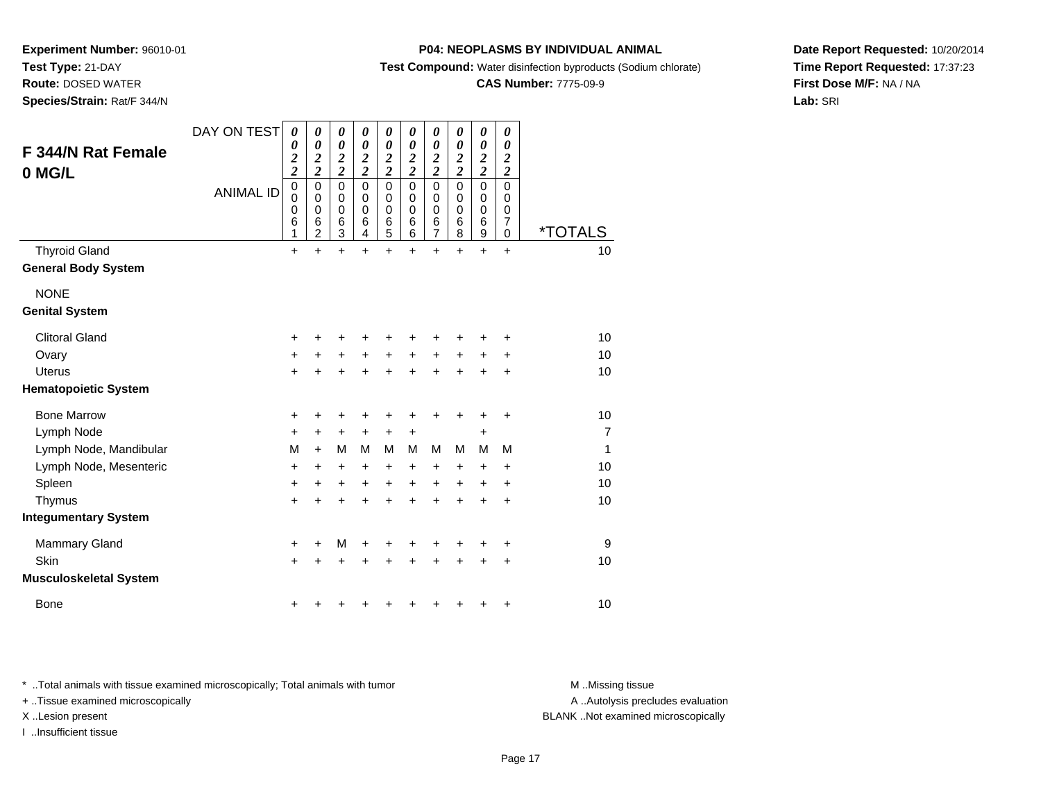**Experiment Number:** 96010-01
**Test Type:** 21-DAY
**Route:** DOSED WATER
**Species/Strain:** Rat/F 344/N

**P04: NEOPLASMS BY INDIVIDUAL ANIMAL**
**Test Compound:** Water disinfection byproducts (Sodium chlorate)
**CAS Number:** 7775-09-9

**Date Report Requested:** 10/20/2014
**Time Report Requested:** 17:37:23
**First Dose M/F:** NA / NA
**Lab:** SRI

## F 344/N Rat Female 0 MG/L

| DAY ON TEST | 0022 | 0022 | 0022 | 0022 | 0022 | 0022 | 0022 | 0022 | 0022 | 0022 | |
|---|---|---|---|---|---|---|---|---|---|---|---|
| ANIMAL ID | 00061 | 00062 | 00063 | 00064 | 00065 | 00066 | 00067 | 00068 | 00069 | 00070 | *TOTALS |
| Thyroid Gland | + | + | + | + | + | + | + | + | + | + | 10 |
| **General Body System** | | | | | | | | | | | |
| NONE | | | | | | | | | | | |
| **Genital System** | | | | | | | | | | | |
| Clitoral Gland | + | + | + | + | + | + | + | + | + | + | 10 |
| Ovary | + | + | + | + | + | + | + | + | + | + | 10 |
| Uterus | + | + | + | + | + | + | + | + | + | + | 10 |
| **Hematopoietic System** | | | | | | | | | | | |
| Bone Marrow | + | + | + | + | + | + | + | + | + | + | 10 |
| Lymph Node | + | + | + | + | + | + | | | + | | 7 |
| Lymph Node, Mandibular | M | + | M | M | M | M | M | M | M | M | 1 |
| Lymph Node, Mesenteric | + | + | + | + | + | + | + | + | + | + | 10 |
| Spleen | + | + | + | + | + | + | + | + | + | + | 10 |
| Thymus | + | + | + | + | + | + | + | + | + | + | 10 |
| **Integumentary System** | | | | | | | | | | | |
| Mammary Gland | + | + | M | + | + | + | + | + | + | + | 9 |
| Skin | + | + | + | + | + | + | + | + | + | + | 10 |
| **Musculoskeletal System** | | | | | | | | | | | |
| Bone | + | + | + | + | + | + | + | + | + | + | 10 |

* ..Total animals with tissue examined microscopically; Total animals with tumor
+ ..Tissue examined microscopically
X ..Lesion present
I ..Insufficient tissue

M ..Missing tissue
A ..Autolysis precludes evaluation
BLANK ..Not examined microscopically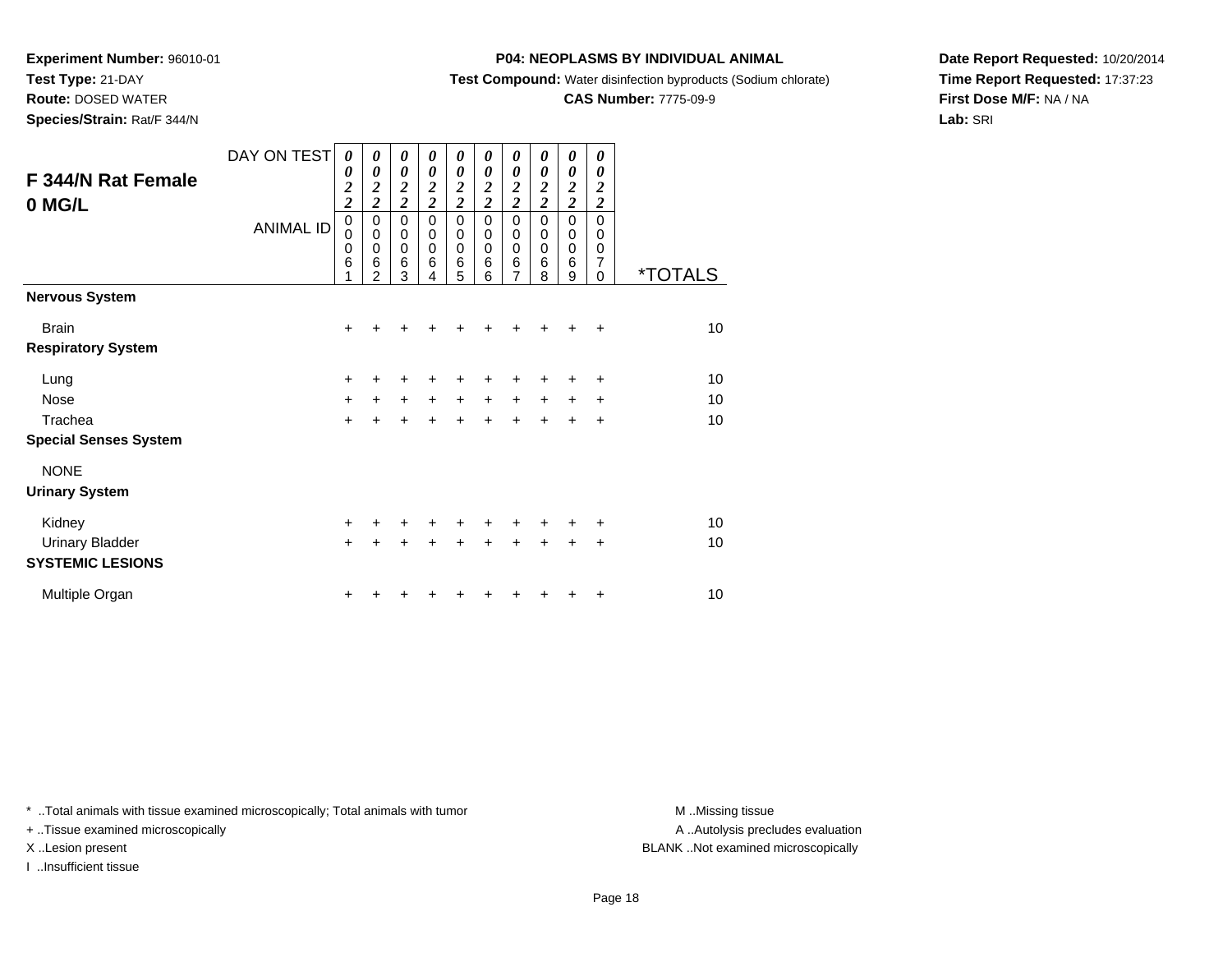**Experiment Number:** 96010-01
**Test Type:** 21-DAY
**Route:** DOSED WATER
**Species/Strain:** Rat/F 344/N

**P04: NEOPLASMS BY INDIVIDUAL ANIMAL**
**Test Compound:** Water disinfection byproducts (Sodium chlorate)
**CAS Number:** 7775-09-9

**Date Report Requested:** 10/20/2014
**Time Report Requested:** 17:37:23
**First Dose M/F:** NA / NA
**Lab:** SRI

## F 344/N Rat Female 0 MG/L

| DAY ON TEST | 0022 | 0022 | 0022 | 0022 | 0022 | 0022 | 0022 | 0022 | 0022 | 0022 | |
|---|---|---|---|---|---|---|---|---|---|---|---|
| ANIMAL ID | 00061 | 00062 | 00063 | 00064 | 00065 | 00066 | 00067 | 00068 | 00069 | 00070 | *TOTALS |
| **Nervous System** | | | | | | | | | | | |
| Brain | + | + | + | + | + | + | + | + | + | + | 10 |
| **Respiratory System** | | | | | | | | | | | |
| Lung | + | + | + | + | + | + | + | + | + | + | 10 |
| Nose | + | + | + | + | + | + | + | + | + | + | 10 |
| Trachea | + | + | + | + | + | + | + | + | + | + | 10 |
| **Special Senses System** | | | | | | | | | | | |
| NONE | | | | | | | | | | | |
| **Urinary System** | | | | | | | | | | | |
| Kidney | + | + | + | + | + | + | + | + | + | + | 10 |
| Urinary Bladder | + | + | + | + | + | + | + | + | + | + | 10 |
| **SYSTEMIC LESIONS** | | | | | | | | | | | |
| Multiple Organ | + | + | + | + | + | + | + | + | + | + | 10 |

* ..Total animals with tissue examined microscopically; Total animals with tumor
+ ..Tissue examined microscopically
X ..Lesion present
I ..Insufficient tissue

M ..Missing tissue
A ..Autolysis precludes evaluation
BLANK ..Not examined microscopically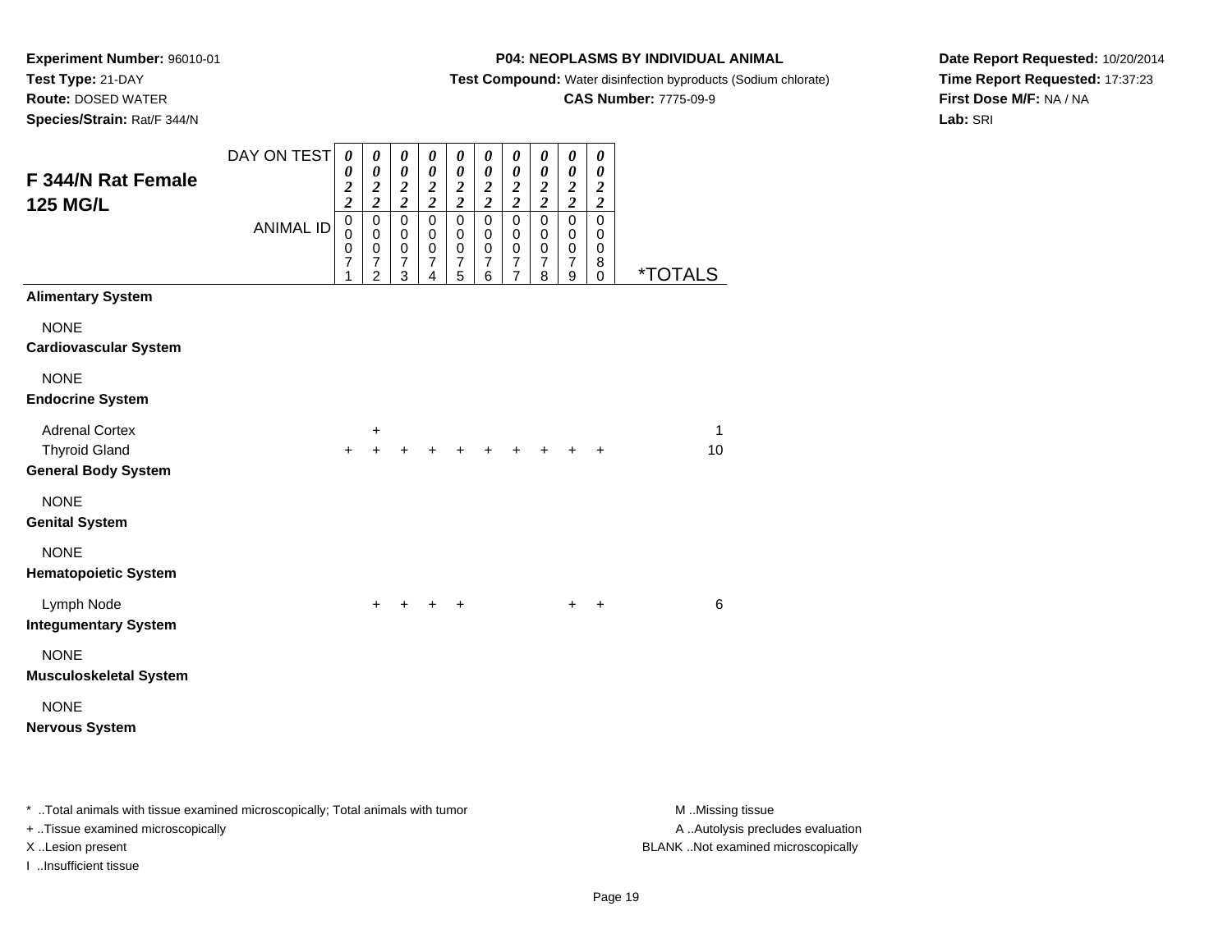**Experiment Number:** 96010-01
**Test Type:** 21-DAY
**Route:** DOSED WATER
**Species/Strain:** Rat/F 344/N

**P04: NEOPLASMS BY INDIVIDUAL ANIMAL**
**Test Compound:** Water disinfection byproducts (Sodium chlorate)
**CAS Number:** 7775-09-9

**Date Report Requested:** 10/20/2014
**Time Report Requested:** 17:37:23
**First Dose M/F:** NA / NA
**Lab:** SRI

## F 344/N Rat Female 125 MG/L

| DAY ON TEST | 0022 | 0022 | 0022 | 0022 | 0022 | 0022 | 0022 | 0022 | 0022 | 0022 | |
|---|---|---|---|---|---|---|---|---|---|---|---|
| ANIMAL ID | 00071 | 00072 | 00073 | 00074 | 00075 | 00076 | 00077 | 00078 | 00079 | 00080 | *TOTALS |
| **Alimentary System** | | | | | | | | | | | |
| NONE | | | | | | | | | | | |
| **Cardiovascular System** | | | | | | | | | | | |
| NONE | | | | | | | | | | | |
| **Endocrine System** | | | | | | | | | | | |
| Adrenal Cortex | | + | | | | | | | | | 1 |
| Thyroid Gland | + | + | + | + | + | + | + | + | + | + | 10 |
| **General Body System** | | | | | | | | | | | |
| NONE | | | | | | | | | | | |
| **Genital System** | | | | | | | | | | | |
| NONE | | | | | | | | | | | |
| **Hematopoietic System** | | | | | | | | | | | |
| Lymph Node | | + | + | + | + | | | | + | + | 6 |
| **Integumentary System** | | | | | | | | | | | |
| NONE | | | | | | | | | | | |
| **Musculoskeletal System** | | | | | | | | | | | |
| NONE | | | | | | | | | | | |
| **Nervous System** | | | | | | | | | | | |

* ..Total animals with tissue examined microscopically; Total animals with tumor
+ ..Tissue examined microscopically
X ..Lesion present
I ..Insufficient tissue

M ..Missing tissue
A ..Autolysis precludes evaluation
BLANK ..Not examined microscopically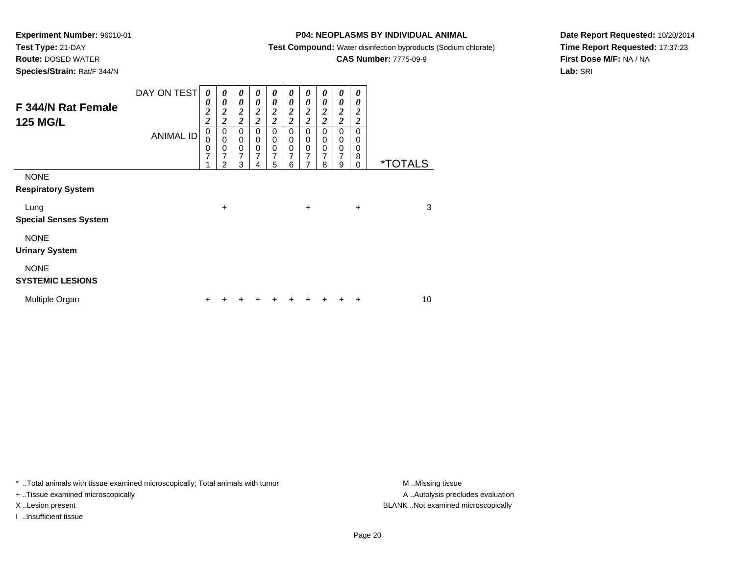**Experiment Number:** 96010-01
**Test Type:** 21-DAY
**Route:** DOSED WATER
**Species/Strain:** Rat/F 344/N

**P04: NEOPLASMS BY INDIVIDUAL ANIMAL**
**Test Compound:** Water disinfection byproducts (Sodium chlorate)
**CAS Number:** 7775-09-9

**Date Report Requested:** 10/20/2014
**Time Report Requested:** 17:37:23
**First Dose M/F:** NA / NA
**Lab:** SRI

| F 344/N Rat Female 125 MG/L | | | | | | | | | | | |
|---|---|---|---|---|---|---|---|---|---|---|---|
| DAY ON TEST | 0022 | 0022 | 0022 | 0022 | 0022 | 0022 | 0022 | 0022 | 0022 | 0022 | |
| ANIMAL ID | 00071 | 00072 | 00073 | 00074 | 00075 | 00076 | 00077 | 00078 | 00079 | 00080 | *TOTALS |
| NONE | | | | | | | | | | | |
| **Respiratory System** | | | | | | | | | | | |
| Lung | | + | | | | | + | | | + | 3 |
| **Special Senses System** | | | | | | | | | | | |
| NONE | | | | | | | | | | | |
| **Urinary System** | | | | | | | | | | | |
| NONE | | | | | | | | | | | |
| **SYSTEMIC LESIONS** | | | | | | | | | | | |
| Multiple Organ | + | + | + | + | + | + | + | + | + | + | 10 |

* ..Total animals with tissue examined microscopically; Total animals with tumor
+ ..Tissue examined microscopically
X ..Lesion present
I ..Insufficient tissue

M ..Missing tissue
A ..Autolysis precludes evaluation
BLANK ..Not examined microscopically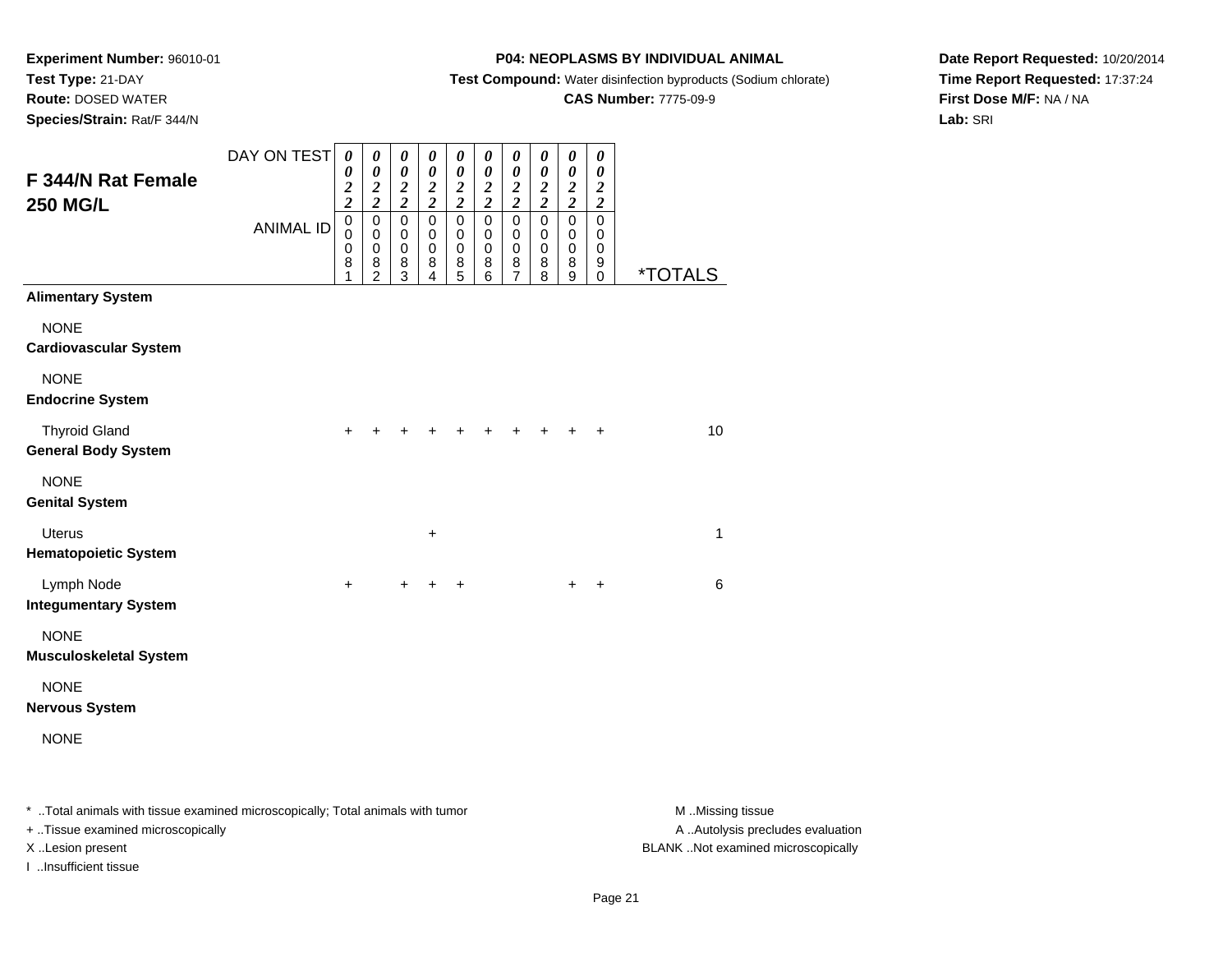**Experiment Number:** 96010-01
**Test Type:** 21-DAY
**Route:** DOSED WATER
**Species/Strain:** Rat/F 344/N

**P04: NEOPLASMS BY INDIVIDUAL ANIMAL**
**Test Compound:** Water disinfection byproducts (Sodium chlorate)
**CAS Number:** 7775-09-9

**Date Report Requested:** 10/20/2014
**Time Report Requested:** 17:37:24
**First Dose M/F:** NA / NA
**Lab:** SRI

## F 344/N Rat Female 250 MG/L

| DAY ON TEST | 0022 | 0022 | 0022 | 0022 | 0022 | 0022 | 0022 | 0022 | 0022 | 0022 | |
|---|---|---|---|---|---|---|---|---|---|---|---|
| ANIMAL ID | 00081 | 00082 | 00083 | 00084 | 00085 | 00086 | 00087 | 00088 | 00089 | 00090 | *TOTALS |
| **Alimentary System** | | | | | | | | | | | |
| NONE | | | | | | | | | | | |
| **Cardiovascular System** | | | | | | | | | | | |
| NONE | | | | | | | | | | | |
| **Endocrine System** | | | | | | | | | | | |
| Thyroid Gland | + | + | + | + | + | + | + | + | + | + | 10 |
| **General Body System** | | | | | | | | | | | |
| NONE | | | | | | | | | | | |
| **Genital System** | | | | | | | | | | | |
| Uterus | | | | + | | | | | | | 1 |
| **Hematopoietic System** | | | | | | | | | | | |
| Lymph Node | + | | + | + | + | | | | + | + | 6 |
| **Integumentary System** | | | | | | | | | | | |
| NONE | | | | | | | | | | | |
| **Musculoskeletal System** | | | | | | | | | | | |
| NONE | | | | | | | | | | | |
| **Nervous System** | | | | | | | | | | | |
| NONE | | | | | | | | | | | |

* ..Total animals with tissue examined microscopically; Total animals with tumor
+ ..Tissue examined microscopically
X ..Lesion present
I ..Insufficient tissue

M ..Missing tissue
A ..Autolysis precludes evaluation
BLANK ..Not examined microscopically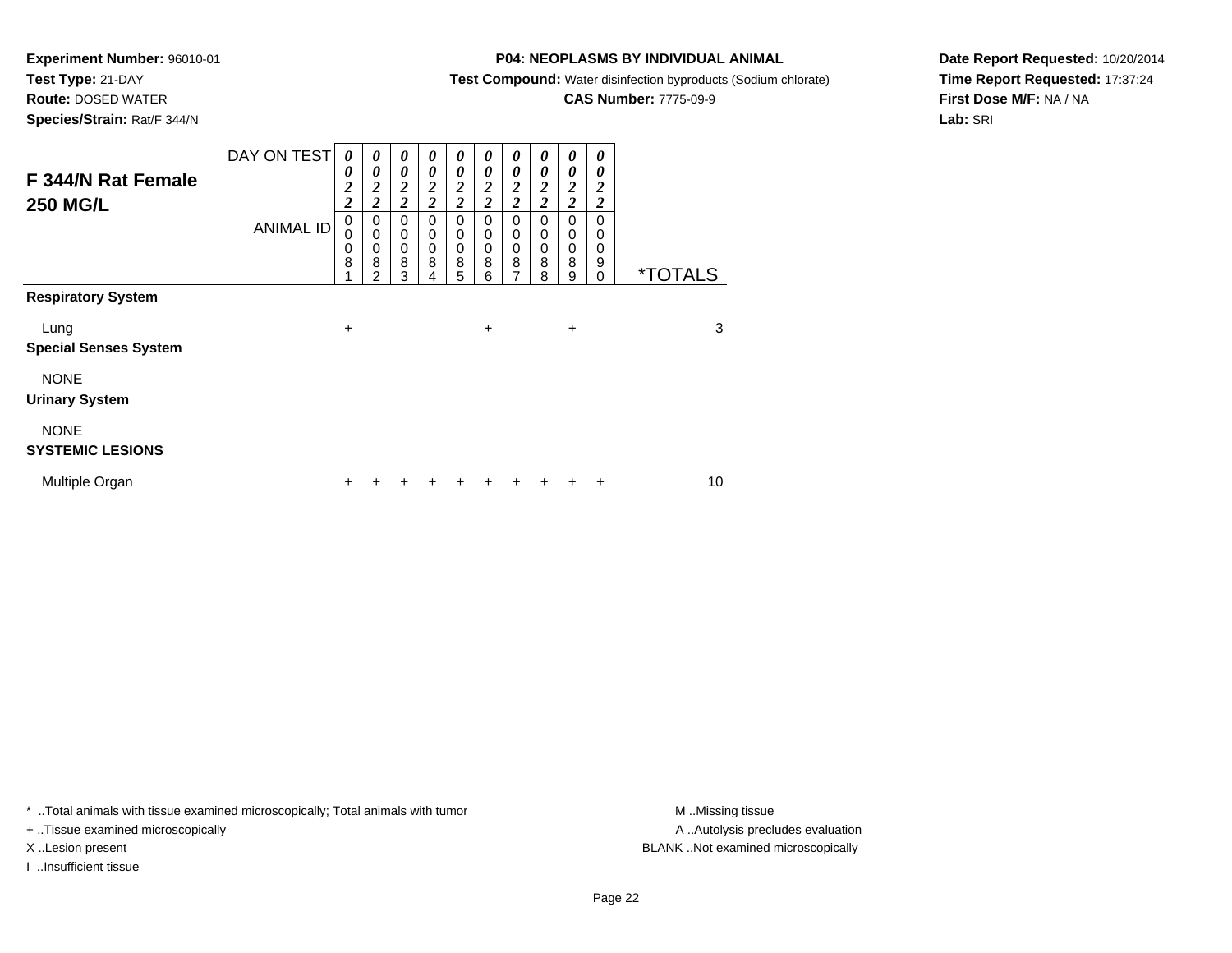**Experiment Number:** 96010-01
**Test Type:** 21-DAY
**Route:** DOSED WATER
**Species/Strain:** Rat/F 344/N

**P04: NEOPLASMS BY INDIVIDUAL ANIMAL**
**Test Compound:** Water disinfection byproducts (Sodium chlorate)
**CAS Number:** 7775-09-9

**Date Report Requested:** 10/20/2014
**Time Report Requested:** 17:37:24
**First Dose M/F:** NA / NA
**Lab:** SRI

## F 344/N Rat Female 250 MG/L

| DAY ON TEST | 0022 | 0022 | 0022 | 0022 | 0022 | 0022 | 0022 | 0022 | 0022 | 0022 | |
|---|---|---|---|---|---|---|---|---|---|---|---|
| ANIMAL ID | 00081 | 00082 | 00083 | 00084 | 00085 | 00086 | 00087 | 00088 | 00089 | 00090 | *TOTALS |
| **Respiratory System** | | | | | | | | | | | |
| Lung | + | | | | | + | | | + | | 3 |
| **Special Senses System** | | | | | | | | | | | |
| NONE | | | | | | | | | | | |
| **Urinary System** | | | | | | | | | | | |
| NONE | | | | | | | | | | | |
| **SYSTEMIC LESIONS** | | | | | | | | | | | |
| Multiple Organ | + | + | + | + | + | + | + | + | + | + | 10 |

* ..Total animals with tissue examined microscopically; Total animals with tumor
+ ..Tissue examined microscopically
X ..Lesion present
I ..Insufficient tissue

M ..Missing tissue
A ..Autolysis precludes evaluation
BLANK ..Not examined microscopically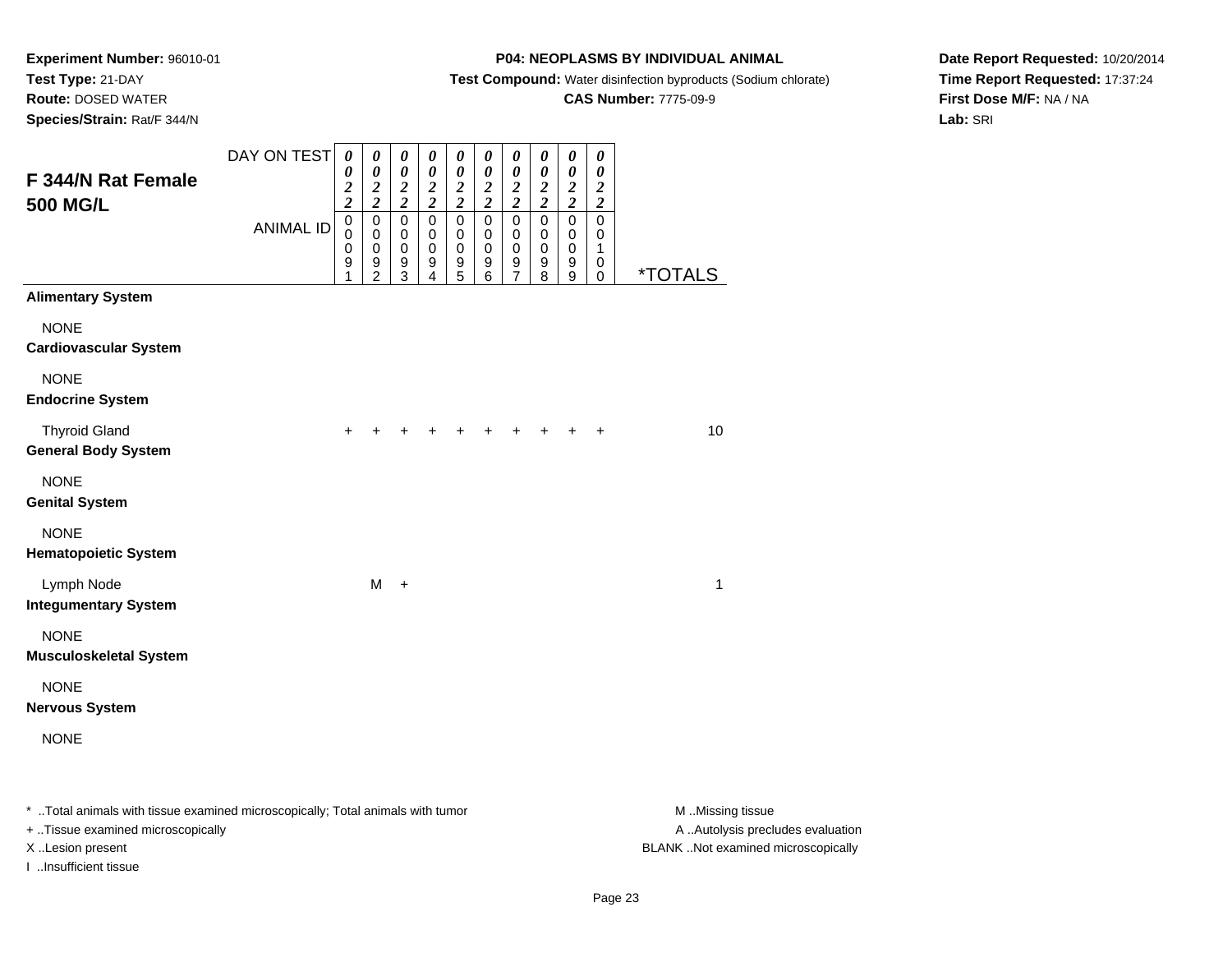**Experiment Number:** 96010-01
**Test Type:** 21-DAY
**Route:** DOSED WATER
**Species/Strain:** Rat/F 344/N

**P04: NEOPLASMS BY INDIVIDUAL ANIMAL**
**Test Compound:** Water disinfection byproducts (Sodium chlorate)
**CAS Number:** 7775-09-9

**Date Report Requested:** 10/20/2014
**Time Report Requested:** 17:37:24
**First Dose M/F:** NA / NA
**Lab:** SRI

## F 344/N Rat Female 500 MG/L

| DAY ON TEST | 0022 | 0022 | 0022 | 0022 | 0022 | 0022 | 0022 | 0022 | 0022 | 0022 | |
|---|---|---|---|---|---|---|---|---|---|---|---|
| **ANIMAL ID** | 00091 | 00092 | 00093 | 00094 | 00095 | 00096 | 00097 | 00098 | 00099 | 00100 | ***TOTALS** |
| **Alimentary System** | | | | | | | | | | | |
| NONE | | | | | | | | | | | |
| **Cardiovascular System** | | | | | | | | | | | |
| NONE | | | | | | | | | | | |
| **Endocrine System** | | | | | | | | | | | |
| Thyroid Gland | + | + | + | + | + | + | + | + | + | + | 10 |
| **General Body System** | | | | | | | | | | | |
| NONE | | | | | | | | | | | |
| **Genital System** | | | | | | | | | | | |
| NONE | | | | | | | | | | | |
| **Hematopoietic System** | | | | | | | | | | | |
| Lymph Node | | M | + | | | | | | | | 1 |
| **Integumentary System** | | | | | | | | | | | |
| NONE | | | | | | | | | | | |
| **Musculoskeletal System** | | | | | | | | | | | |
| NONE | | | | | | | | | | | |
| **Nervous System** | | | | | | | | | | | |
| NONE | | | | | | | | | | | |

* ..Total animals with tissue examined microscopically; Total animals with tumor
+ ..Tissue examined microscopically
X ..Lesion present
I ..Insufficient tissue

M ..Missing tissue
A ..Autolysis precludes evaluation
BLANK ..Not examined microscopically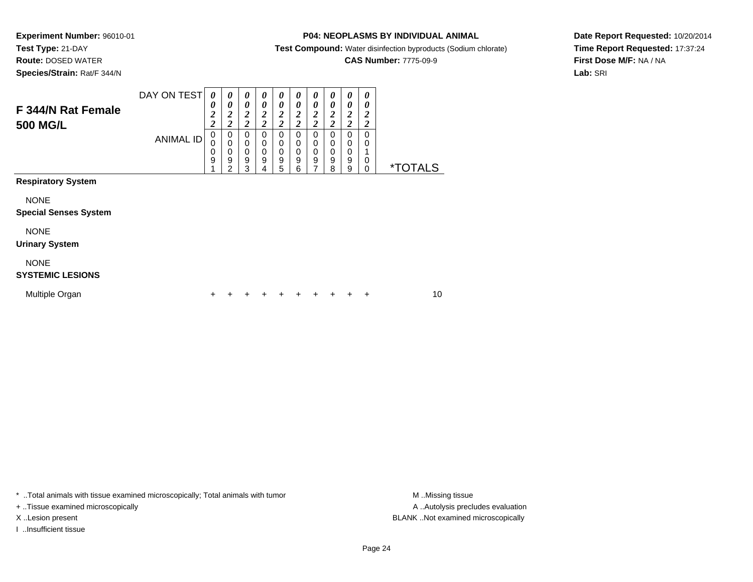**Experiment Number:** 96010-01
**Test Type:** 21-DAY
**Route:** DOSED WATER
**Species/Strain:** Rat/F 344/N

**P04: NEOPLASMS BY INDIVIDUAL ANIMAL**
**Test Compound:** Water disinfection byproducts (Sodium chlorate)
**CAS Number:** 7775-09-9

**Date Report Requested:** 10/20/2014
**Time Report Requested:** 17:37:24
**First Dose M/F:** NA / NA
**Lab:** SRI

## F 344/N Rat Female 500 MG/L

| DAY ON TEST | 0022 | 0022 | 0022 | 0022 | 0022 | 0022 | 0022 | 0022 | 0022 | 0022 | |
|---|---|---|---|---|---|---|---|---|---|---|---|
| ANIMAL ID | 00091 | 00092 | 00093 | 00094 | 00095 | 00096 | 00097 | 00098 | 00099 | 00100 | *TOTALS |
| **Respiratory System** | | | | | | | | | | | |
| NONE | | | | | | | | | | | |
| **Special Senses System** | | | | | | | | | | | |
| NONE | | | | | | | | | | | |
| **Urinary System** | | | | | | | | | | | |
| NONE | | | | | | | | | | | |
| **SYSTEMIC LESIONS** | | | | | | | | | | | |
| Multiple Organ | + | + | + | + | + | + | + | + | + | + | 10 |

* ..Total animals with tissue examined microscopically; Total animals with tumor
+ ..Tissue examined microscopically
X ..Lesion present
I ..Insufficient tissue

M ..Missing tissue
A ..Autolysis precludes evaluation
BLANK ..Not examined microscopically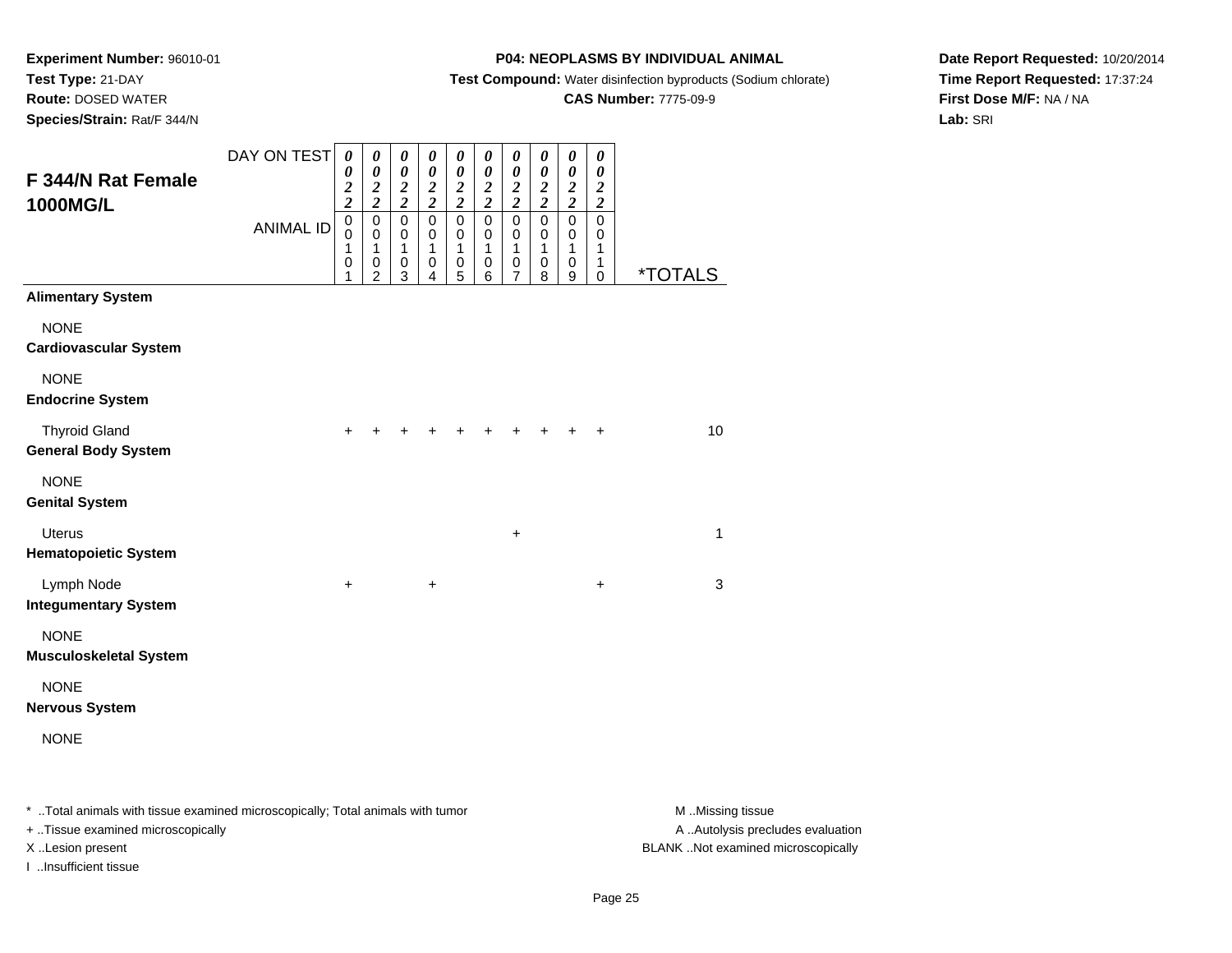**Experiment Number:** 96010-01
**Test Type:** 21-DAY
**Route:** DOSED WATER
**Species/Strain:** Rat/F 344/N

**P04: NEOPLASMS BY INDIVIDUAL ANIMAL**
**Test Compound:** Water disinfection byproducts (Sodium chlorate)
**CAS Number:** 7775-09-9

**Date Report Requested:** 10/20/2014
**Time Report Requested:** 17:37:24
**First Dose M/F:** NA / NA
**Lab:** SRI

## F 344/N Rat Female 1000MG/L

| DAY ON TEST | 0022 | 0022 | 0022 | 0022 | 0022 | 0022 | 0022 | 0022 | 0022 | 0022 | |
|---|---|---|---|---|---|---|---|---|---|---|---|
| ANIMAL ID | 00101 | 00102 | 00103 | 00104 | 00105 | 00106 | 00107 | 00108 | 00109 | 00110 | *TOTALS |
| **Alimentary System** | | | | | | | | | | | |
| NONE | | | | | | | | | | | |
| **Cardiovascular System** | | | | | | | | | | | |
| NONE | | | | | | | | | | | |
| **Endocrine System** | | | | | | | | | | | |
| Thyroid Gland | + | + | + | + | + | + | + | + | + | + | 10 |
| **General Body System** | | | | | | | | | | | |
| NONE | | | | | | | | | | | |
| **Genital System** | | | | | | | | | | | |
| Uterus | | | | | | | + | | | | 1 |
| **Hematopoietic System** | | | | | | | | | | | |
| Lymph Node | + | | | + | | | | | | + | 3 |
| **Integumentary System** | | | | | | | | | | | |
| NONE | | | | | | | | | | | |
| **Musculoskeletal System** | | | | | | | | | | | |
| NONE | | | | | | | | | | | |
| **Nervous System** | | | | | | | | | | | |
| NONE | | | | | | | | | | | |

* ..Total animals with tissue examined microscopically; Total animals with tumor
+ ..Tissue examined microscopically
X ..Lesion present
I ..Insufficient tissue

M ..Missing tissue
A ..Autolysis precludes evaluation
BLANK ..Not examined microscopically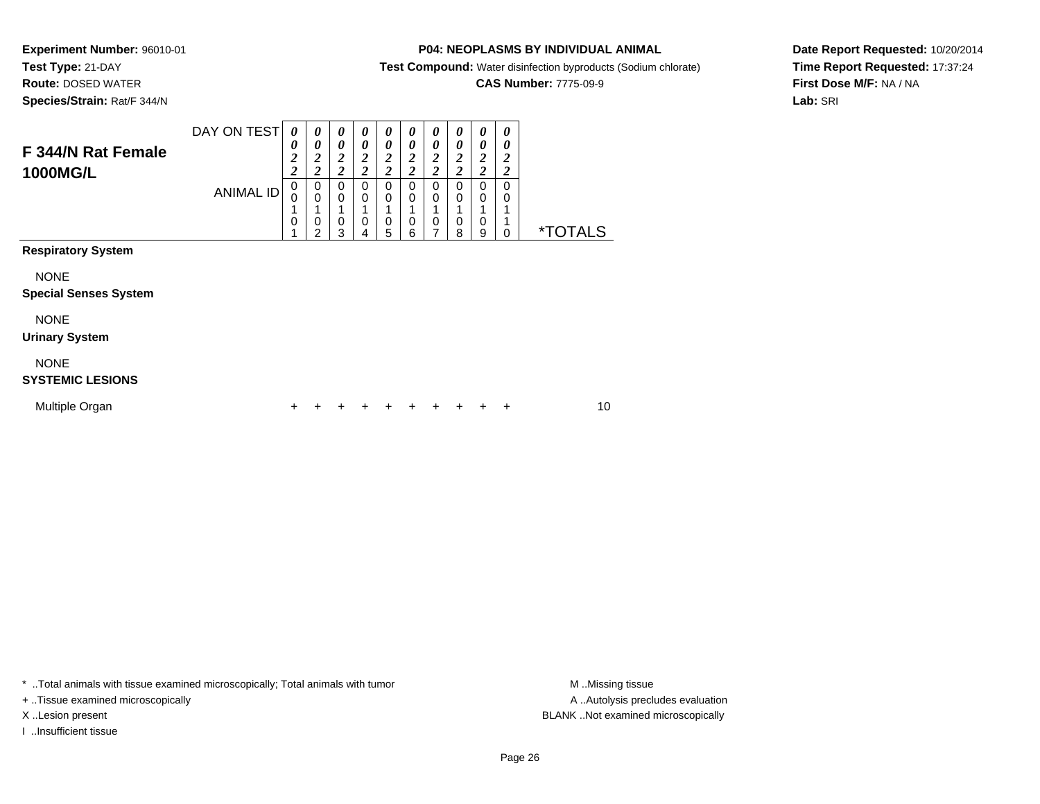**Experiment Number:** 96010-01
**Test Type:** 21-DAY
**Route:** DOSED WATER
**Species/Strain:** Rat/F 344/N

**P04: NEOPLASMS BY INDIVIDUAL ANIMAL**
**Test Compound:** Water disinfection byproducts (Sodium chlorate)
**CAS Number:** 7775-09-9

**Date Report Requested:** 10/20/2014
**Time Report Requested:** 17:37:24
**First Dose M/F:** NA / NA
**Lab:** SRI

## F 344/N Rat Female 1000MG/L

| DAY ON TEST | 0022 | 0022 | 0022 | 0022 | 0022 | 0022 | 0022 | 0022 | 0022 | 0022 | |
|---|---|---|---|---|---|---|---|---|---|---|---|
| ANIMAL ID | 00101 | 00102 | 00103 | 00104 | 00105 | 00106 | 00107 | 00108 | 00109 | 00110 | *TOTALS |
| **Respiratory System** | | | | | | | | | | | |
| NONE | | | | | | | | | | | |
| **Special Senses System** | | | | | | | | | | | |
| NONE | | | | | | | | | | | |
| **Urinary System** | | | | | | | | | | | |
| NONE | | | | | | | | | | | |
| **SYSTEMIC LESIONS** | | | | | | | | | | | |
| Multiple Organ | + | + | + | + | + | + | + | + | + | + | 10 |

\* ..Total animals with tissue examined microscopically; Total animals with tumor
+ ..Tissue examined microscopically
X ..Lesion present
I ..Insufficient tissue

M ..Missing tissue
A ..Autolysis precludes evaluation
BLANK ..Not examined microscopically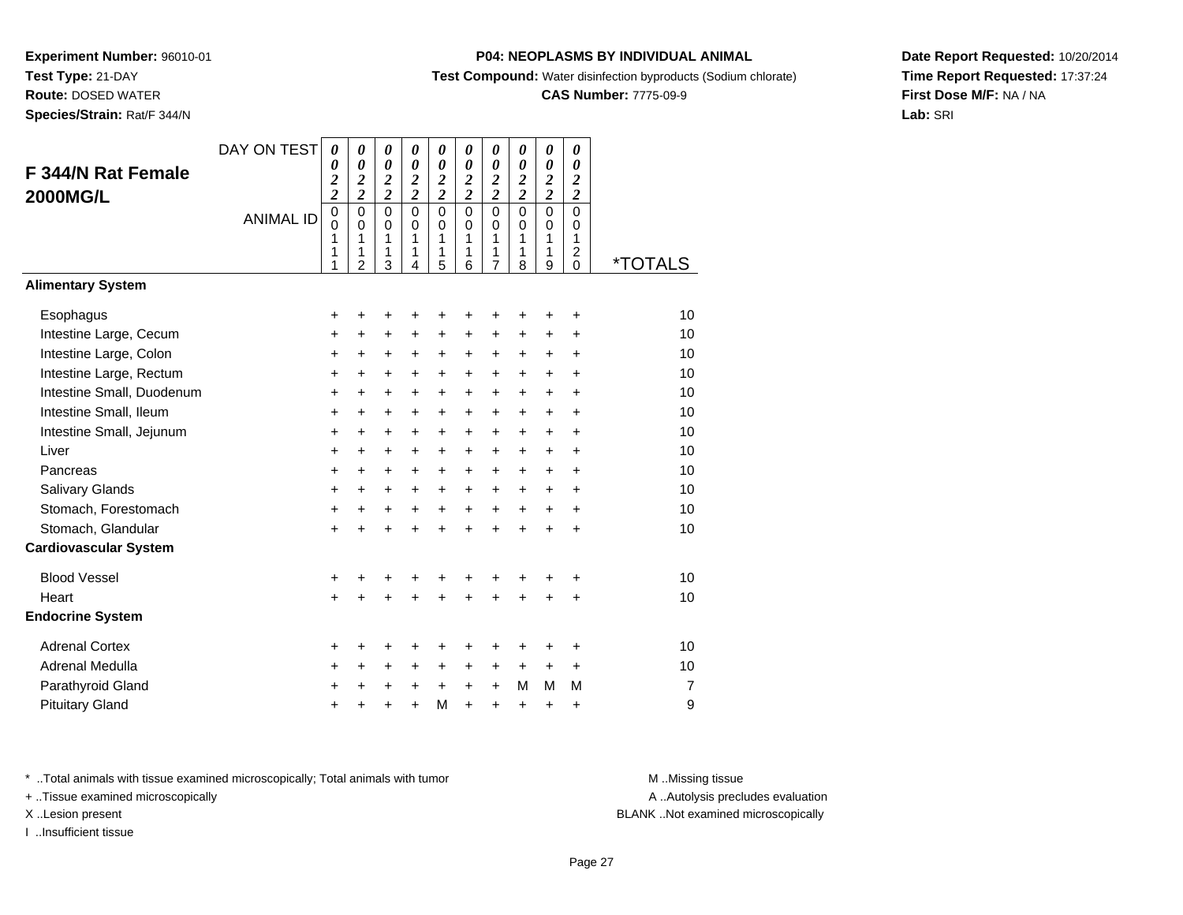**Experiment Number:** 96010-01
**Test Type:** 21-DAY
**Route:** DOSED WATER
**Species/Strain:** Rat/F 344/N

**P04: NEOPLASMS BY INDIVIDUAL ANIMAL**
**Test Compound:** Water disinfection byproducts (Sodium chlorate)
**CAS Number:** 7775-09-9

**Date Report Requested:** 10/20/2014
**Time Report Requested:** 17:37:24
**First Dose M/F:** NA / NA
**Lab:** SRI

## F 344/N Rat Female 2000MG/L

| DAY ON TEST | 0022 | 0022 | 0022 | 0022 | 0022 | 0022 | 0022 | 0022 | 0022 | 0022 | |
|---|---|---|---|---|---|---|---|---|---|---|---|
| ANIMAL ID | 00111 | 00112 | 00113 | 00114 | 00115 | 00116 | 00117 | 00118 | 00119 | 00120 | *TOTALS |
| **Alimentary System** | | | | | | | | | | | |
| Esophagus | + | + | + | + | + | + | + | + | + | + | 10 |
| Intestine Large, Cecum | + | + | + | + | + | + | + | + | + | + | 10 |
| Intestine Large, Colon | + | + | + | + | + | + | + | + | + | + | 10 |
| Intestine Large, Rectum | + | + | + | + | + | + | + | + | + | + | 10 |
| Intestine Small, Duodenum | + | + | + | + | + | + | + | + | + | + | 10 |
| Intestine Small, Ileum | + | + | + | + | + | + | + | + | + | + | 10 |
| Intestine Small, Jejunum | + | + | + | + | + | + | + | + | + | + | 10 |
| Liver | + | + | + | + | + | + | + | + | + | + | 10 |
| Pancreas | + | + | + | + | + | + | + | + | + | + | 10 |
| Salivary Glands | + | + | + | + | + | + | + | + | + | + | 10 |
| Stomach, Forestomach | + | + | + | + | + | + | + | + | + | + | 10 |
| Stomach, Glandular | + | + | + | + | + | + | + | + | + | + | 10 |
| **Cardiovascular System** | | | | | | | | | | | |
| Blood Vessel | + | + | + | + | + | + | + | + | + | + | 10 |
| Heart | + | + | + | + | + | + | + | + | + | + | 10 |
| **Endocrine System** | | | | | | | | | | | |
| Adrenal Cortex | + | + | + | + | + | + | + | + | + | + | 10 |
| Adrenal Medulla | + | + | + | + | + | + | + | + | + | + | 10 |
| Parathyroid Gland | + | + | + | + | + | + | + | M | M | M | 7 |
| Pituitary Gland | + | + | + | + | M | + | + | + | + | + | 9 |

* ..Total animals with tissue examined microscopically; Total animals with tumor
+ ..Tissue examined microscopically
X ..Lesion present
I ..Insufficient tissue

M ..Missing tissue
A ..Autolysis precludes evaluation
BLANK ..Not examined microscopically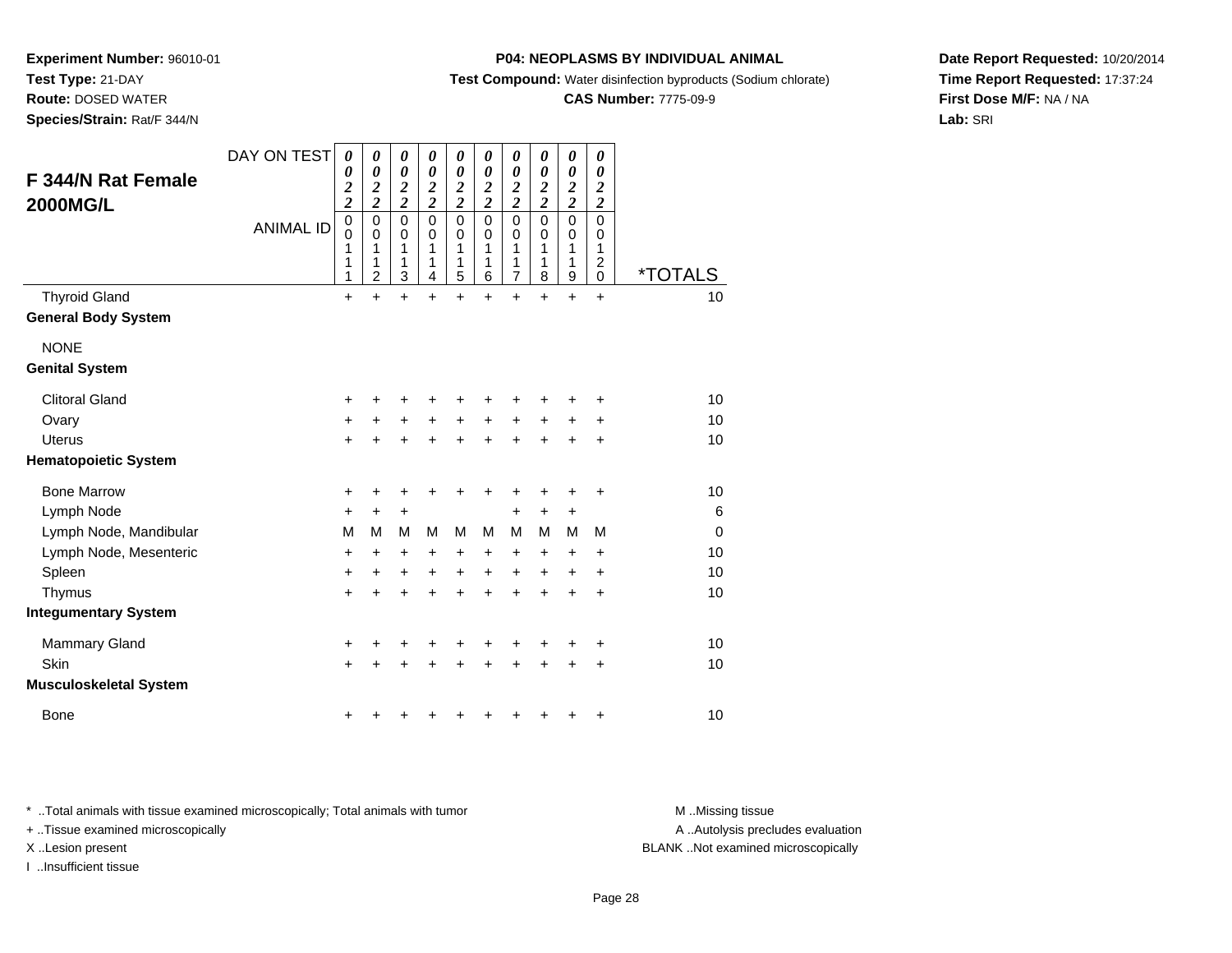**Experiment Number:** 96010-01
**Test Type:** 21-DAY
**Route:** DOSED WATER
**Species/Strain:** Rat/F 344/N

**P04: NEOPLASMS BY INDIVIDUAL ANIMAL**
**Test Compound:** Water disinfection byproducts (Sodium chlorate)
**CAS Number:** 7775-09-9

**Date Report Requested:** 10/20/2014
**Time Report Requested:** 17:37:24
**First Dose M/F:** NA / NA
**Lab:** SRI

## F 344/N Rat Female 2000MG/L

| DAY ON TEST | 0022 | 0022 | 0022 | 0022 | 0022 | 0022 | 0022 | 0022 | 0022 | 0022 | |
|---|---|---|---|---|---|---|---|---|---|---|---|
| ANIMAL ID | 00111 | 00112 | 00113 | 00114 | 00115 | 00116 | 00117 | 00118 | 00119 | 00120 | *TOTALS |
| Thyroid Gland | + | + | + | + | + | + | + | + | + | + | 10 |
| **General Body System** | | | | | | | | | | | |
| NONE | | | | | | | | | | | |
| **Genital System** | | | | | | | | | | | |
| Clitoral Gland | + | + | + | + | + | + | + | + | + | + | 10 |
| Ovary | + | + | + | + | + | + | + | + | + | + | 10 |
| Uterus | + | + | + | + | + | + | + | + | + | + | 10 |
| **Hematopoietic System** | | | | | | | | | | | |
| Bone Marrow | + | + | + | + | + | + | + | + | + | + | 10 |
| Lymph Node | + | + | + | | | | + | + | + | | 6 |
| Lymph Node, Mandibular | M | M | M | M | M | M | M | M | M | M | 0 |
| Lymph Node, Mesenteric | + | + | + | + | + | + | + | + | + | + | 10 |
| Spleen | + | + | + | + | + | + | + | + | + | + | 10 |
| Thymus | + | + | + | + | + | + | + | + | + | + | 10 |
| **Integumentary System** | | | | | | | | | | | |
| Mammary Gland | + | + | + | + | + | + | + | + | + | + | 10 |
| Skin | + | + | + | + | + | + | + | + | + | + | 10 |
| **Musculoskeletal System** | | | | | | | | | | | |
| Bone | + | + | + | + | + | + | + | + | + | + | 10 |

* ..Total animals with tissue examined microscopically; Total animals with tumor
+ ..Tissue examined microscopically
X ..Lesion present
I ..Insufficient tissue

M ..Missing tissue
A ..Autolysis precludes evaluation
BLANK ..Not examined microscopically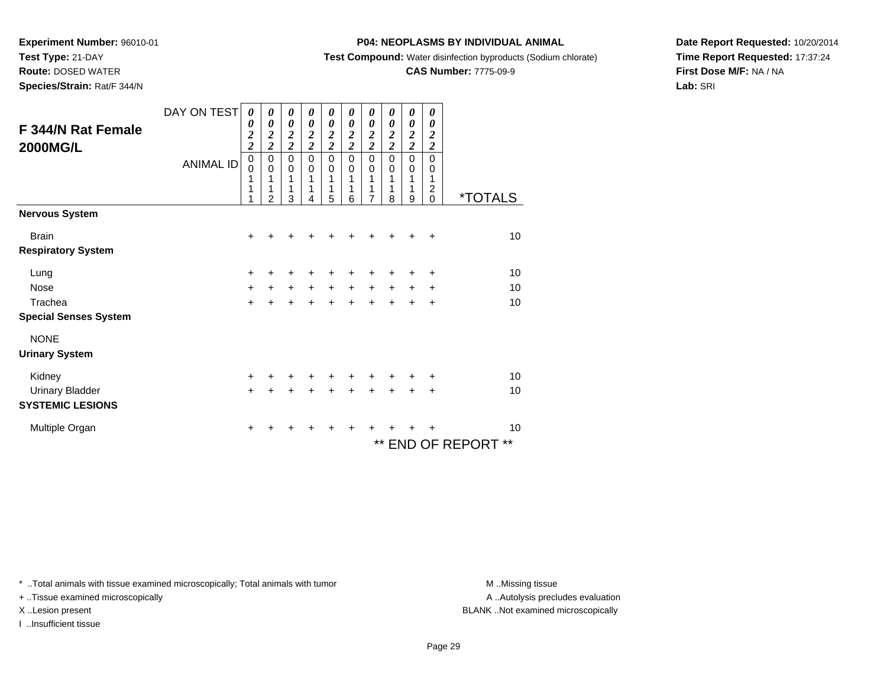**Experiment Number:** 96010-01
**Test Type:** 21-DAY
**Route:** DOSED WATER
**Species/Strain:** Rat/F 344/N

**P04: NEOPLASMS BY INDIVIDUAL ANIMAL**
**Test Compound:** Water disinfection byproducts (Sodium chlorate)
**CAS Number:** 7775-09-9

**Date Report Requested:** 10/20/2014
**Time Report Requested:** 17:37:24
**First Dose M/F:** NA / NA
**Lab:** SRI

| F 344/N Rat Female 2000MG/L | | | | | | | | | | | |
|---|---|---|---|---|---|---|---|---|---|---|---|
| DAY ON TEST | 0022 | 0022 | 0022 | 0022 | 0022 | 0022 | 0022 | 0022 | 0022 | 0022 | |
| ANIMAL ID | 00111 | 00112 | 00113 | 00114 | 00115 | 00116 | 00117 | 00118 | 00119 | 00120 | *TOTALS |
| **Nervous System** | | | | | | | | | | | |
| Brain | + | + | + | + | + | + | + | + | + | + | 10 |
| **Respiratory System** | | | | | | | | | | | |
| Lung | + | + | + | + | + | + | + | + | + | + | 10 |
| Nose | + | + | + | + | + | + | + | + | + | + | 10 |
| Trachea | + | + | + | + | + | + | + | + | + | + | 10 |
| **Special Senses System** | | | | | | | | | | | |
| NONE | | | | | | | | | | | |
| **Urinary System** | | | | | | | | | | | |
| Kidney | + | + | + | + | + | + | + | + | + | + | 10 |
| Urinary Bladder | + | + | + | + | + | + | + | + | + | + | 10 |
| **SYSTEMIC LESIONS** | | | | | | | | | | | |
| Multiple Organ | + | + | + | + | + | + | + | + | + | + | 10 |

** END OF REPORT **

* ..Total animals with tissue examined microscopically; Total animals with tumor
+ ..Tissue examined microscopically
X ..Lesion present
I ..Insufficient tissue

M ..Missing tissue
A ..Autolysis precludes evaluation
BLANK ..Not examined microscopically